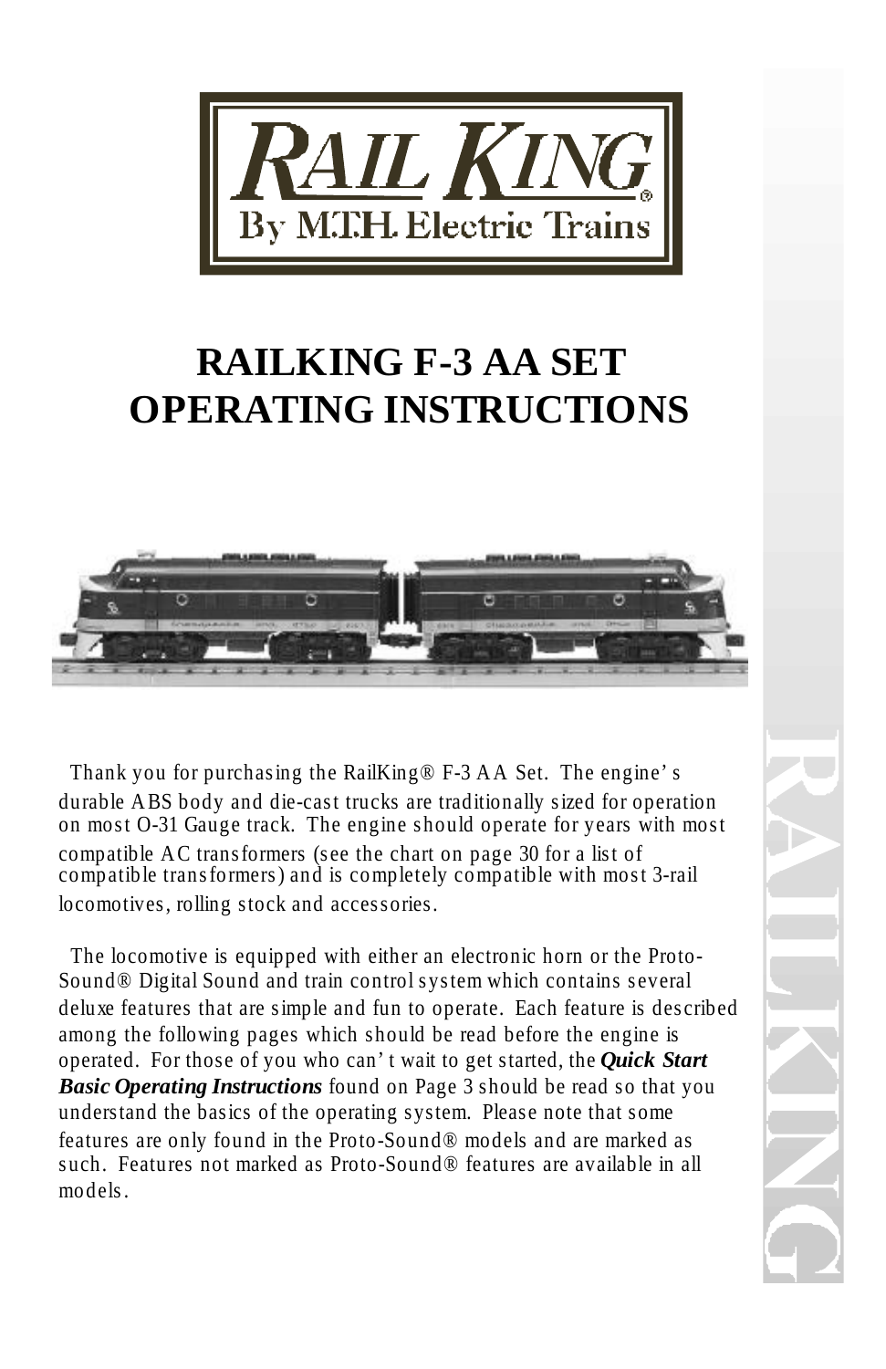RAIL KING
By M.T.H. Electric Trains

# RAILKING F-3 AA SET OPERATING INSTRUCTIONS

Thank you for purchasing the RailKing® F-3 AA Set. The engine's durable ABS body and die-cast trucks are traditionally sized for operation on most O-31 Gauge track. The engine should operate for years with most compatible AC transformers (see the chart on page 30 for a list of compatible transformers) and is completely compatible with most 3-rail locomotives, rolling stock and accessories.

The locomotive is equipped with either an electronic horn or the Proto-Sound® Digital Sound and train control system which contains several deluxe features that are simple and fun to operate. Each feature is described among the following pages which should be read before the engine is operated. For those of you who can't wait to get started, the ***Quick Start Basic Operating Instructions*** found on Page 3 should be read so that you understand the basics of the operating system. Please note that some features are only found in the Proto-Sound® models and are marked as such. Features not marked as Proto-Sound® features are available in all models.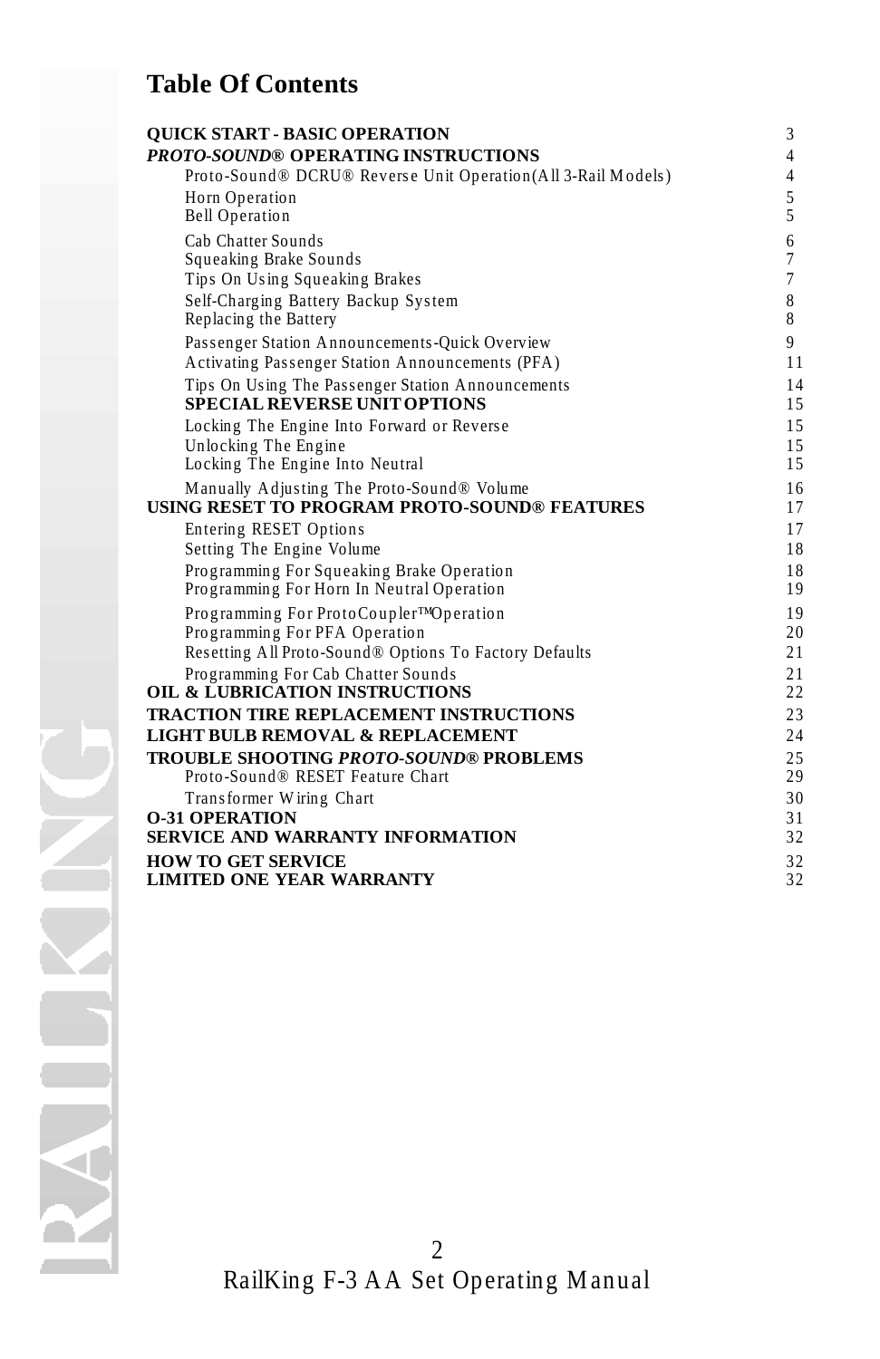# Table Of Contents

| | |
|---|---|
| **QUICK START - BASIC OPERATION** | 3 |
| ***PROTO-SOUND*® OPERATING INSTRUCTIONS** | 4 |
| Proto-Sound® DCRU® Reverse Unit Operation(All 3-Rail Models) | 4 |
| Horn Operation | 5 |
| Bell Operation | 5 |
| Cab Chatter Sounds | 6 |
| Squeaking Brake Sounds | 7 |
| Tips On Using Squeaking Brakes | 7 |
| Self-Charging Battery Backup System | 8 |
| Replacing the Battery | 8 |
| Passenger Station Announcements-Quick Overview | 9 |
| Activating Passenger Station Announcements (PFA) | 11 |
| Tips On Using The Passenger Station Announcements | 14 |
| **SPECIAL REVERSE UNIT OPTIONS** | 15 |
| Locking The Engine Into Forward or Reverse | 15 |
| Unlocking The Engine | 15 |
| Locking The Engine Into Neutral | 15 |
| Manually Adjusting The Proto-Sound® Volume | 16 |
| **USING RESET TO PROGRAM PROTO-SOUND® FEATURES** | 17 |
| Entering RESET Options | 17 |
| Setting The Engine Volume | 18 |
| Programming For Squeaking Brake Operation | 18 |
| Programming For Horn In Neutral Operation | 19 |
| Programming For ProtoCoupler™ Operation | 19 |
| Programming For PFA Operation | 20 |
| Resetting All Proto-Sound® Options To Factory Defaults | 21 |
| Programming For Cab Chatter Sounds | 21 |
| **OIL & LUBRICATION INSTRUCTIONS** | 22 |
| **TRACTION TIRE REPLACEMENT INSTRUCTIONS** | 23 |
| **LIGHT BULB REMOVAL & REPLACEMENT** | 24 |
| **TROUBLE SHOOTING *PROTO-SOUND*® PROBLEMS** | 25 |
| Proto-Sound® RESET Feature Chart | 29 |
| Transformer Wiring Chart | 30 |
| **O-31 OPERATION** | 31 |
| **SERVICE AND WARRANTY INFORMATION** | 32 |
| **HOW TO GET SERVICE** | 32 |
| **LIMITED ONE YEAR WARRANTY** | 32 |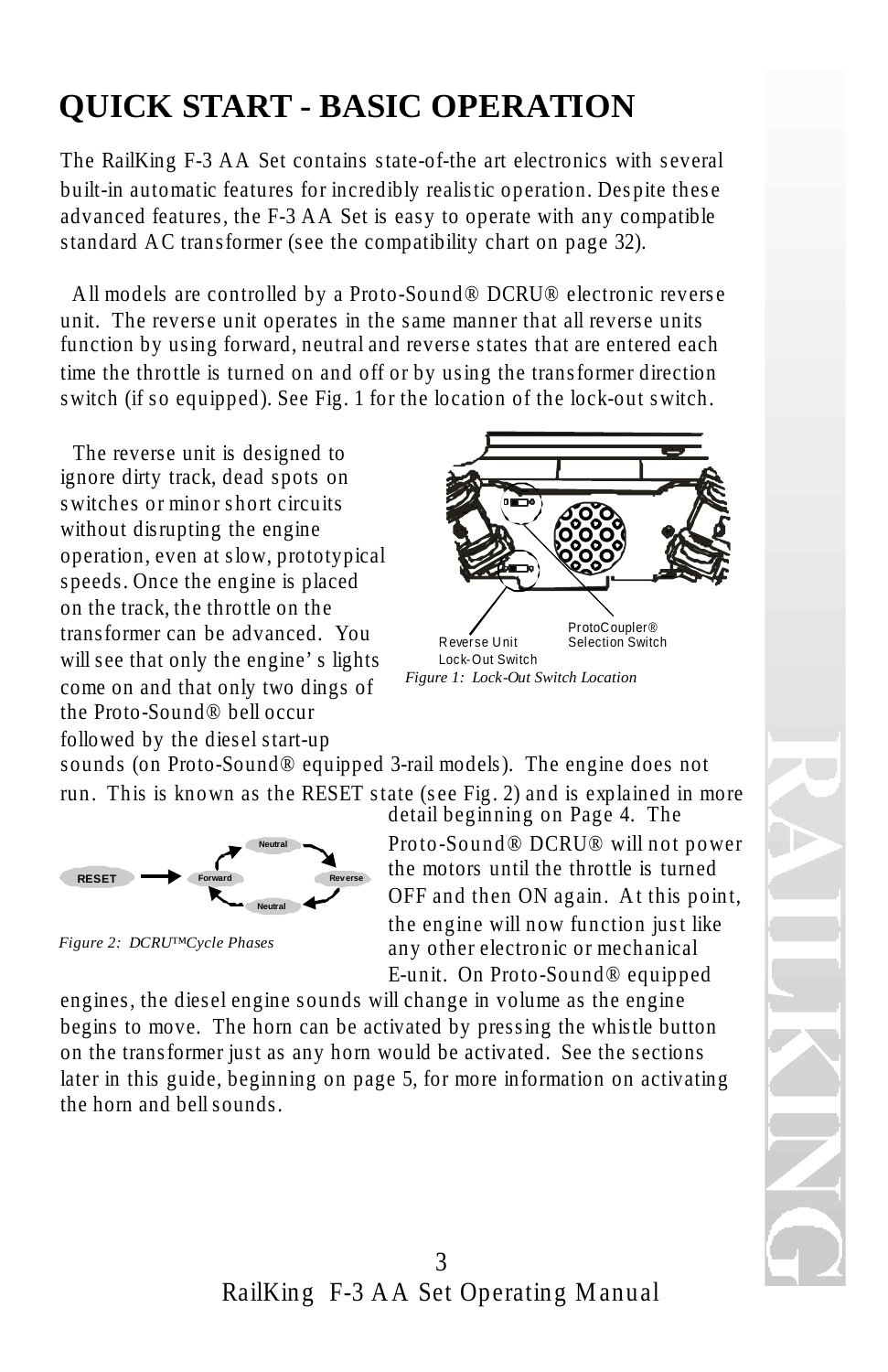# QUICK START - BASIC OPERATION

The RailKing F-3 AA Set contains state-of-the art electronics with several built-in automatic features for incredibly realistic operation. Despite these advanced features, the F-3 AA Set is easy to operate with any compatible standard AC transformer (see the compatibility chart on page 32).

All models are controlled by a Proto-Sound® DCRU® electronic reverse unit. The reverse unit operates in the same manner that all reverse units function by using forward, neutral and reverse states that are entered each time the throttle is turned on and off or by using the transformer direction switch (if so equipped). See Fig. 1 for the location of the lock-out switch.

The reverse unit is designed to ignore dirty track, dead spots on switches or minor short circuits without disrupting the engine operation, even at slow, prototypical speeds. Once the engine is placed on the track, the throttle on the transformer can be advanced. You will see that only the engine's lights come on and that only two dings of the Proto-Sound® bell occur followed by the diesel start-up sounds (on Proto-Sound® equipped 3-rail models). The engine does not run. This is known as the RESET state (see Fig. 2) and is explained in more detail beginning on Page 4. The Proto-Sound® DCRU® will not power the motors until the throttle is turned OFF and then ON again. At this point, the engine will now function just like any other electronic or mechanical E-unit. On Proto-Sound® equipped engines, the diesel engine sounds will change in volume as the engine begins to move. The horn can be activated by pressing the whistle button on the transformer just as any horn would be activated. See the sections later in this guide, beginning on page 5, for more information on activating the horn and bell sounds.

Reverse Unit Lock-Out Switch

ProtoCoupler® Selection Switch

*Figure 1: Lock-Out Switch Location*

RESET → Forward → Neutral → Reverse → Neutral → Forward

*Figure 2: DCRU™ Cycle Phases*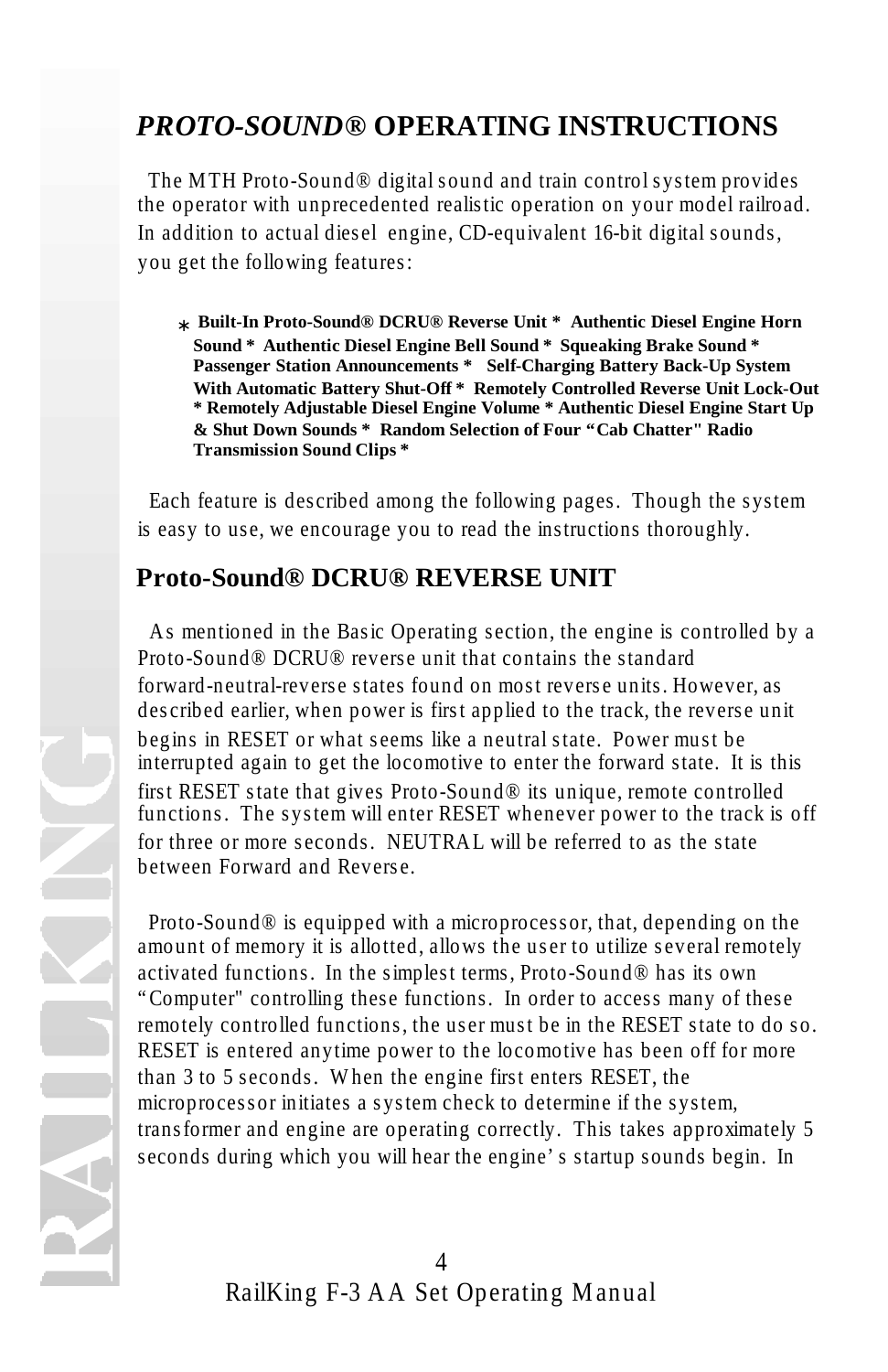# *PROTO-SOUND®* OPERATING INSTRUCTIONS

The MTH Proto-Sound® digital sound and train control system provides the operator with unprecedented realistic operation on your model railroad. In addition to actual diesel engine, CD-equivalent 16-bit digital sounds, you get the following features:

**\* Built-In Proto-Sound® DCRU® Reverse Unit \* Authentic Diesel Engine Horn Sound \* Authentic Diesel Engine Bell Sound \* Squeaking Brake Sound \* Passenger Station Announcements \* Self-Charging Battery Back-Up System With Automatic Battery Shut-Off \* Remotely Controlled Reverse Unit Lock-Out \* Remotely Adjustable Diesel Engine Volume \* Authentic Diesel Engine Start Up & Shut Down Sounds \* Random Selection of Four "Cab Chatter" Radio Transmission Sound Clips \***

Each feature is described among the following pages. Though the system is easy to use, we encourage you to read the instructions thoroughly.

## Proto-Sound® DCRU® REVERSE UNIT

As mentioned in the Basic Operating section, the engine is controlled by a Proto-Sound® DCRU® reverse unit that contains the standard forward-neutral-reverse states found on most reverse units. However, as described earlier, when power is first applied to the track, the reverse unit begins in RESET or what seems like a neutral state. Power must be interrupted again to get the locomotive to enter the forward state. It is this first RESET state that gives Proto-Sound® its unique, remote controlled functions. The system will enter RESET whenever power to the track is off for three or more seconds. NEUTRAL will be referred to as the state between Forward and Reverse.

Proto-Sound® is equipped with a microprocessor, that, depending on the amount of memory it is allotted, allows the user to utilize several remotely activated functions. In the simplest terms, Proto-Sound® has its own "Computer" controlling these functions. In order to access many of these remotely controlled functions, the user must be in the RESET state to do so. RESET is entered anytime power to the locomotive has been off for more than 3 to 5 seconds. When the engine first enters RESET, the microprocessor initiates a system check to determine if the system, transformer and engine are operating correctly. This takes approximately 5 seconds during which you will hear the engine's startup sounds begin. In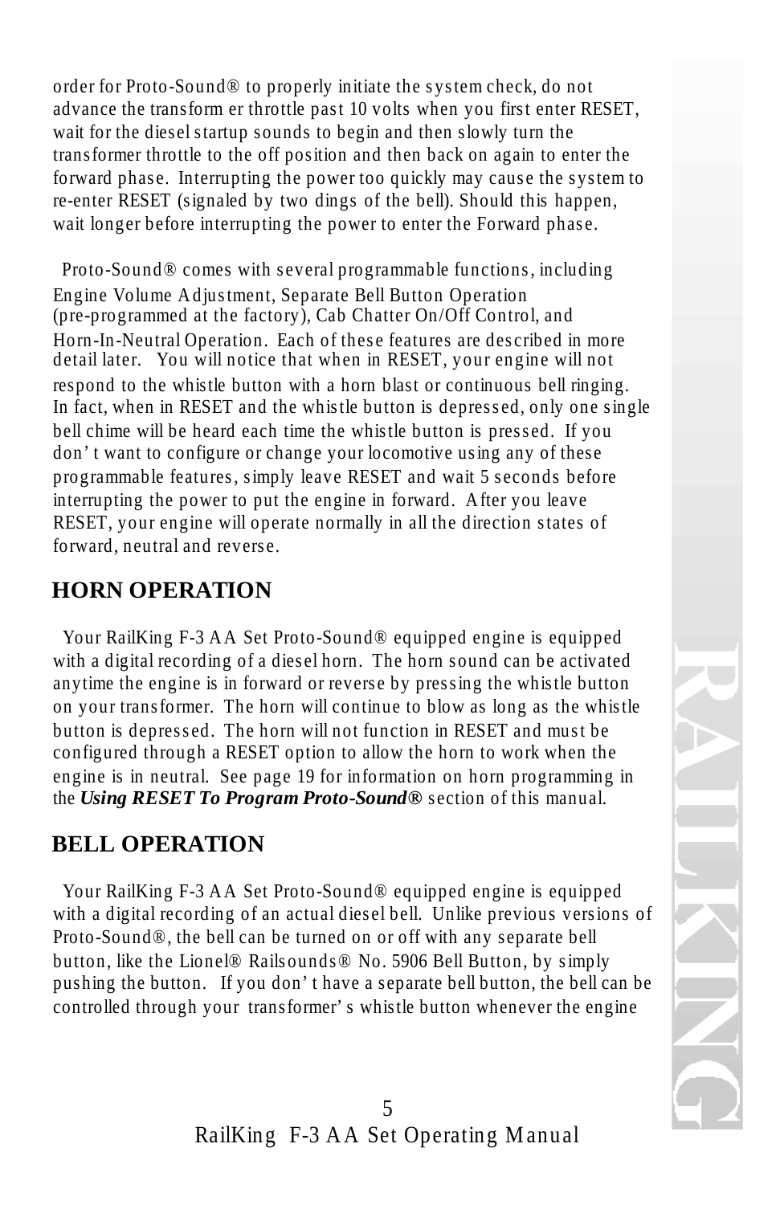order for Proto-Sound® to properly initiate the system check, do not advance the transformer throttle past 10 volts when you first enter RESET, wait for the diesel startup sounds to begin and then slowly turn the transformer throttle to the off position and then back on again to enter the forward phase. Interrupting the power too quickly may cause the system to re-enter RESET (signaled by two dings of the bell). Should this happen, wait longer before interrupting the power to enter the Forward phase.

Proto-Sound® comes with several programmable functions, including Engine Volume Adjustment, Separate Bell Button Operation (pre-programmed at the factory), Cab Chatter On/Off Control, and Horn-In-Neutral Operation. Each of these features are described in more detail later. You will notice that when in RESET, your engine will not respond to the whistle button with a horn blast or continuous bell ringing. In fact, when in RESET and the whistle button is depressed, only one single bell chime will be heard each time the whistle button is pressed. If you don't want to configure or change your locomotive using any of these programmable features, simply leave RESET and wait 5 seconds before interrupting the power to put the engine in forward. After you leave RESET, your engine will operate normally in all the direction states of forward, neutral and reverse.

## HORN OPERATION

Your RailKing F-3 AA Set Proto-Sound® equipped engine is equipped with a digital recording of a diesel horn. The horn sound can be activated anytime the engine is in forward or reverse by pressing the whistle button on your transformer. The horn will continue to blow as long as the whistle button is depressed. The horn will not function in RESET and must be configured through a RESET option to allow the horn to work when the engine is in neutral. See page 19 for information on horn programming in the ***Using RESET To Program Proto-Sound®*** section of this manual.

## BELL OPERATION

Your RailKing F-3 AA Set Proto-Sound® equipped engine is equipped with a digital recording of an actual diesel bell. Unlike previous versions of Proto-Sound®, the bell can be turned on or off with any separate bell button, like the Lionel® Railsounds® No. 5906 Bell Button, by simply pushing the button. If you don't have a separate bell button, the bell can be controlled through your transformer's whistle button whenever the engine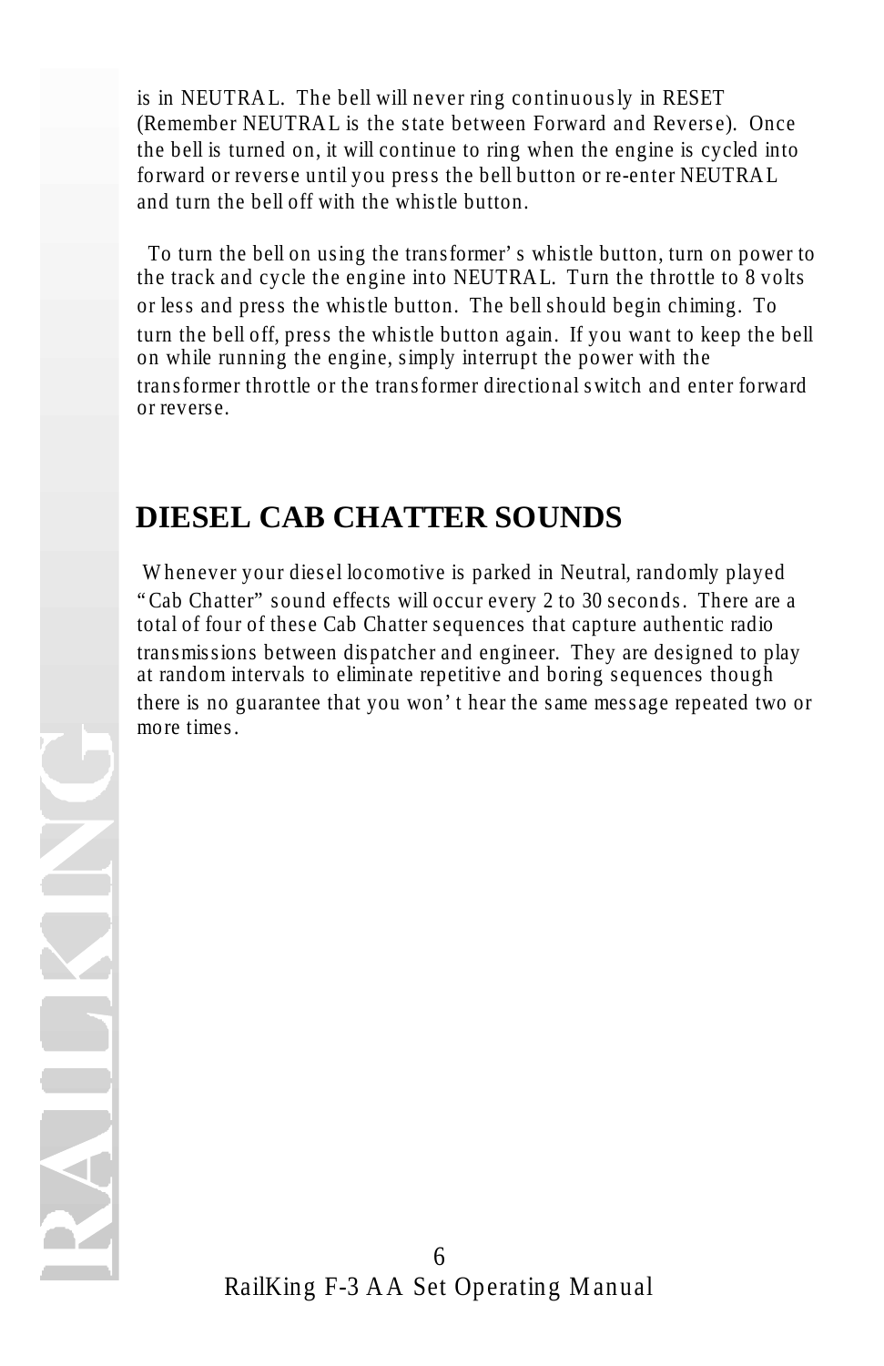is in NEUTRAL. The bell will never ring continuously in RESET (Remember NEUTRAL is the state between Forward and Reverse). Once the bell is turned on, it will continue to ring when the engine is cycled into forward or reverse until you press the bell button or re-enter NEUTRAL and turn the bell off with the whistle button.

To turn the bell on using the transformer's whistle button, turn on power to the track and cycle the engine into NEUTRAL. Turn the throttle to 8 volts or less and press the whistle button. The bell should begin chiming. To turn the bell off, press the whistle button again. If you want to keep the bell on while running the engine, simply interrupt the power with the transformer throttle or the transformer directional switch and enter forward or reverse.

## DIESEL CAB CHATTER SOUNDS

Whenever your diesel locomotive is parked in Neutral, randomly played "Cab Chatter" sound effects will occur every 2 to 30 seconds. There are a total of four of these Cab Chatter sequences that capture authentic radio transmissions between dispatcher and engineer. They are designed to play at random intervals to eliminate repetitive and boring sequences though there is no guarantee that you won't hear the same message repeated two or more times.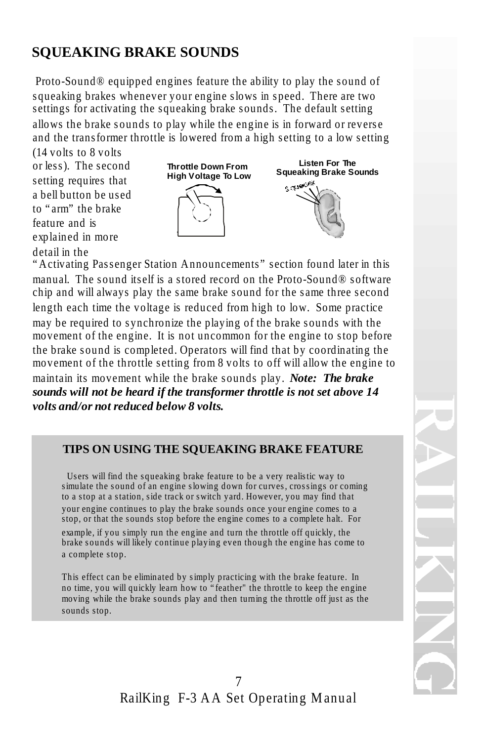## SQUEAKING BRAKE SOUNDS

Proto-Sound® equipped engines feature the ability to play the sound of squeaking brakes whenever your engine slows in speed. There are two settings for activating the squeaking brake sounds. The default setting allows the brake sounds to play while the engine is in forward or reverse and the transformer throttle is lowered from a high setting to a low setting (14 volts to 8 volts or less). The second setting requires that a bell button be used to "arm" the brake feature and is explained in more detail in the "Activating Passenger Station Announcements" section found later in this manual. The sound itself is a stored record on the Proto-Sound® software chip and will always play the same brake sound for the same three second length each time the voltage is reduced from high to low. Some practice may be required to synchronize the playing of the brake sounds with the movement of the engine. It is not uncommon for the engine to stop before the brake sound is completed. Operators will find that by coordinating the movement of the throttle setting from 8 volts to off will allow the engine to maintain its movement while the brake sounds play. ***Note: The brake sounds will not be heard if the transformer throttle is not set above 14 volts and/or not reduced below 8 volts.***

**Throttle Down From High Voltage To Low**

**Listen For The Squeaking Brake Sounds**

### TIPS ON USING THE SQUEAKING BRAKE FEATURE

Users will find the squeaking brake feature to be a very realistic way to simulate the sound of an engine slowing down for curves, crossings or coming to a stop at a station, side track or switch yard. However, you may find that your engine continues to play the brake sounds once your engine comes to a stop, or that the sounds stop before the engine comes to a complete halt. For example, if you simply run the engine and turn the throttle off quickly, the brake sounds will likely continue playing even though the engine has come to a complete stop.

This effect can be eliminated by simply practicing with the brake feature. In no time, you will quickly learn how to "feather" the throttle to keep the engine moving while the brake sounds play and then turning the throttle off just as the sounds stop.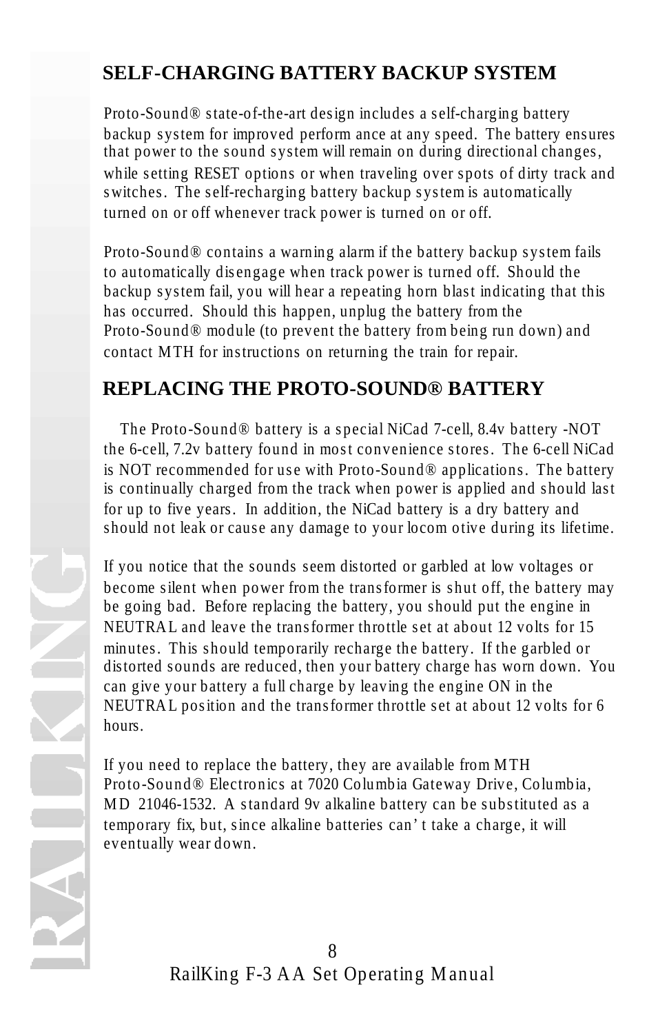## SELF-CHARGING BATTERY BACKUP SYSTEM

Proto-Sound® state-of-the-art design includes a self-charging battery backup system for improved performance at any speed. The battery ensures that power to the sound system will remain on during directional changes, while setting RESET options or when traveling over spots of dirty track and switches. The self-recharging battery backup system is automatically turned on or off whenever track power is turned on or off.

Proto-Sound® contains a warning alarm if the battery backup system fails to automatically disengage when track power is turned off. Should the backup system fail, you will hear a repeating horn blast indicating that this has occurred. Should this happen, unplug the battery from the Proto-Sound® module (to prevent the battery from being run down) and contact MTH for instructions on returning the train for repair.

## REPLACING THE PROTO-SOUND® BATTERY

The Proto-Sound® battery is a special NiCad 7-cell, 8.4v battery -NOT the 6-cell, 7.2v battery found in most convenience stores. The 6-cell NiCad is NOT recommended for use with Proto-Sound® applications. The battery is continually charged from the track when power is applied and should last for up to five years. In addition, the NiCad battery is a dry battery and should not leak or cause any damage to your locomotive during its lifetime.

If you notice that the sounds seem distorted or garbled at low voltages or become silent when power from the transformer is shut off, the battery may be going bad. Before replacing the battery, you should put the engine in NEUTRAL and leave the transformer throttle set at about 12 volts for 15 minutes. This should temporarily recharge the battery. If the garbled or distorted sounds are reduced, then your battery charge has worn down. You can give your battery a full charge by leaving the engine ON in the NEUTRAL position and the transformer throttle set at about 12 volts for 6 hours.

If you need to replace the battery, they are available from MTH Proto-Sound® Electronics at 7020 Columbia Gateway Drive, Columbia, MD 21046-1532. A standard 9v alkaline battery can be substituted as a temporary fix, but, since alkaline batteries can't take a charge, it will eventually wear down.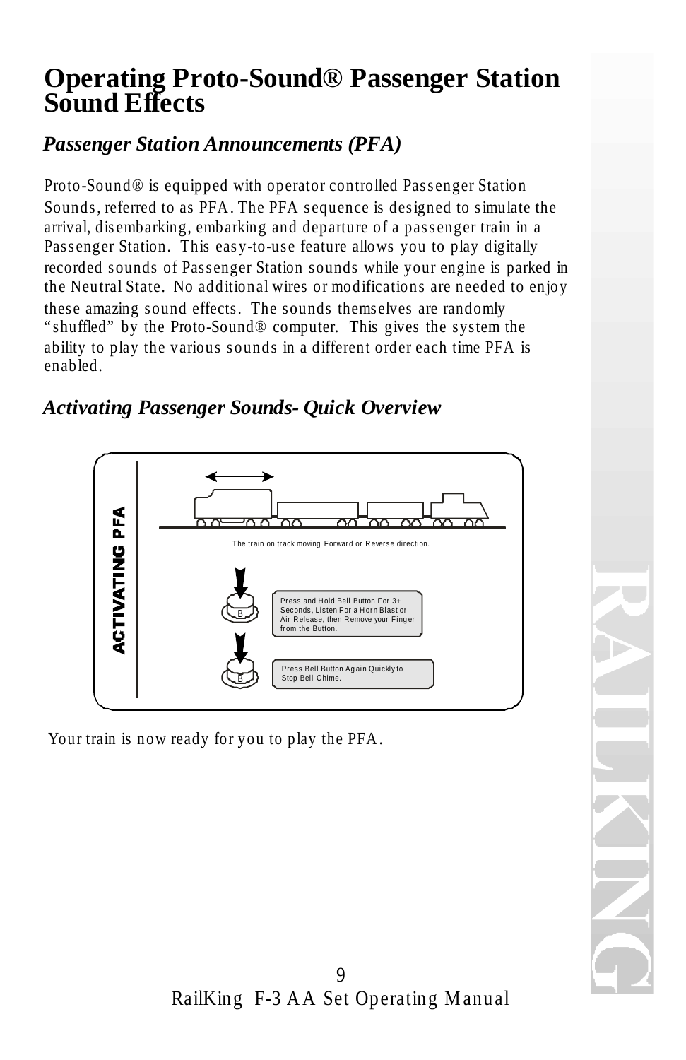# Operating Proto-Sound® Passenger Station Sound Effects

## *Passenger Station Announcements (PFA)*

Proto-Sound® is equipped with operator controlled Passenger Station Sounds, referred to as PFA. The PFA sequence is designed to simulate the arrival, disembarking, embarking and departure of a passenger train in a Passenger Station. This easy-to-use feature allows you to play digitally recorded sounds of Passenger Station sounds while your engine is parked in the Neutral State. No additional wires or modifications are needed to enjoy these amazing sound effects. The sounds themselves are randomly "shuffled" by the Proto-Sound® computer. This gives the system the ability to play the various sounds in a different order each time PFA is enabled.

## *Activating Passenger Sounds- Quick Overview*

**ACTIVATING PFA**

The train on track moving Forward or Reverse direction.

Press and Hold Bell Button For 3+ Seconds, Listen For a Horn Blast or Air Release, then Remove your Finger from the Button.

Press Bell Button Again Quickly to Stop Bell Chime.

Your train is now ready for you to play the PFA.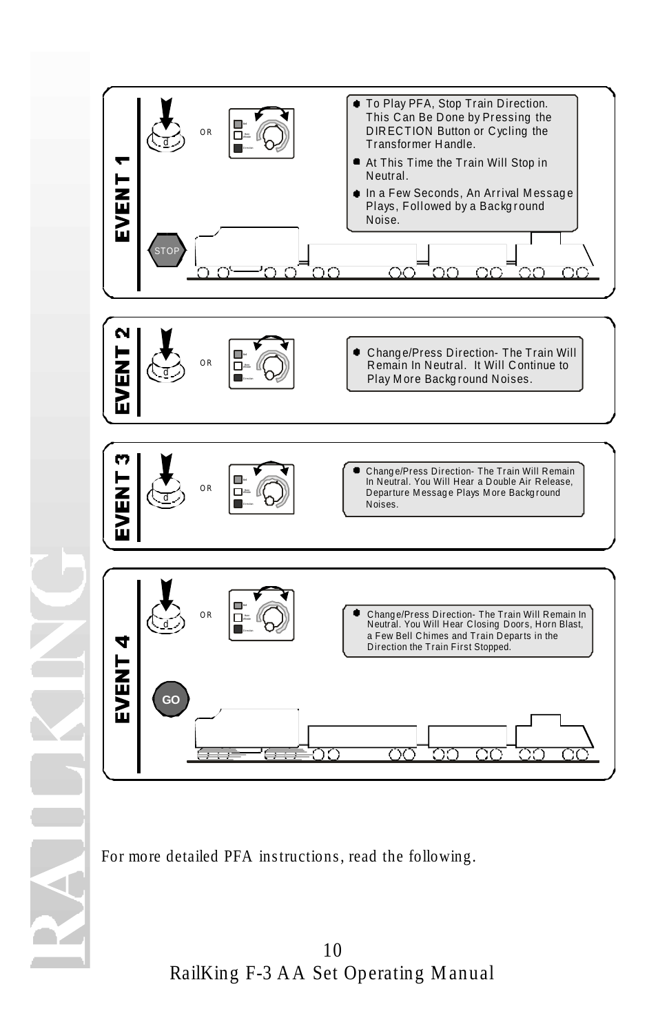## EVENT 1

- To Play PFA, Stop Train Direction. This Can Be Done by Pressing the DIRECTION Button or Cycling the Transformer Handle.
- At This Time the Train Will Stop in Neutral.
- In a Few Seconds, An Arrival Message Plays, Followed by a Background Noise.

## EVENT 2

- Change/Press Direction- The Train Will Remain In Neutral. It Will Continue to Play More Background Noises.

## EVENT 3

- Change/Press Direction- The Train Will Remain In Neutral. You Will Hear a Double Air Release, Departure Message Plays More Background Noises.

## EVENT 4

- Change/Press Direction- The Train Will Remain In Neutral. You Will Hear Closing Doors, Horn Blast, a Few Bell Chimes and Train Departs in the Direction the Train First Stopped.

For more detailed PFA instructions, read the following.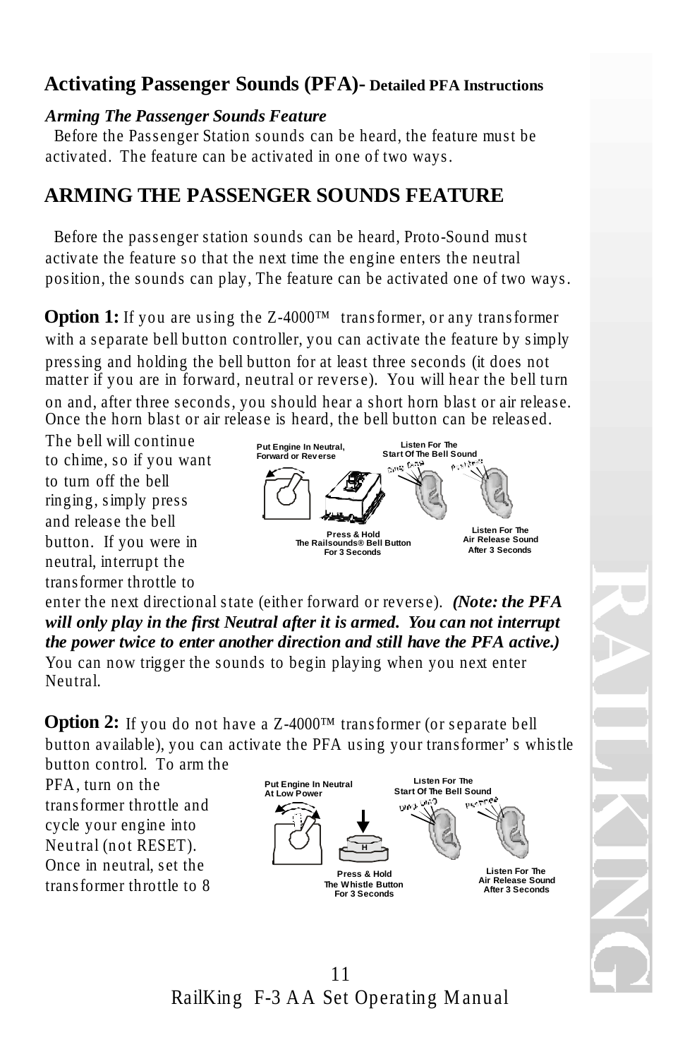## Activating Passenger Sounds (PFA)- Detailed PFA Instructions

### *Arming The Passenger Sounds Feature*

Before the Passenger Station sounds can be heard, the feature must be activated. The feature can be activated in one of two ways.

## ARMING THE PASSENGER SOUNDS FEATURE

Before the passenger station sounds can be heard, Proto-Sound must activate the feature so that the next time the engine enters the neutral position, the sounds can play, The feature can be activated one of two ways.

**Option 1:** If you are using the Z-4000™ transformer, or any transformer with a separate bell button controller, you can activate the feature by simply pressing and holding the bell button for at least three seconds (it does not matter if you are in forward, neutral or reverse). You will hear the bell turn on and, after three seconds, you should hear a short horn blast or air release. Once the horn blast or air release is heard, the bell button can be released. The bell will continue to chime, so if you want to turn off the bell ringing, simply press and release the bell button. If you were in neutral, interrupt the transformer throttle to enter the next directional state (either forward or reverse). ***(Note: the PFA will only play in the first Neutral after it is armed. You can not interrupt the power twice to enter another direction and still have the PFA active.)*** You can now trigger the sounds to begin playing when you next enter Neutral.

Put Engine In Neutral, Forward or Reverse — Press & Hold The Railsounds® Bell Button For 3 Seconds — Listen For The Start Of The Bell Sound — Listen For The Air Release Sound After 3 Seconds

**Option 2:** If you do not have a Z-4000™ transformer (or separate bell button available), you can activate the PFA using your transformer's whistle button control. To arm the PFA, turn on the transformer throttle and cycle your engine into Neutral (not RESET). Once in neutral, set the transformer throttle to 8

Put Engine In Neutral At Low Power — Press & Hold The Whistle Button For 3 Seconds — Listen For The Start Of The Bell Sound — Listen For The Air Release Sound After 3 Seconds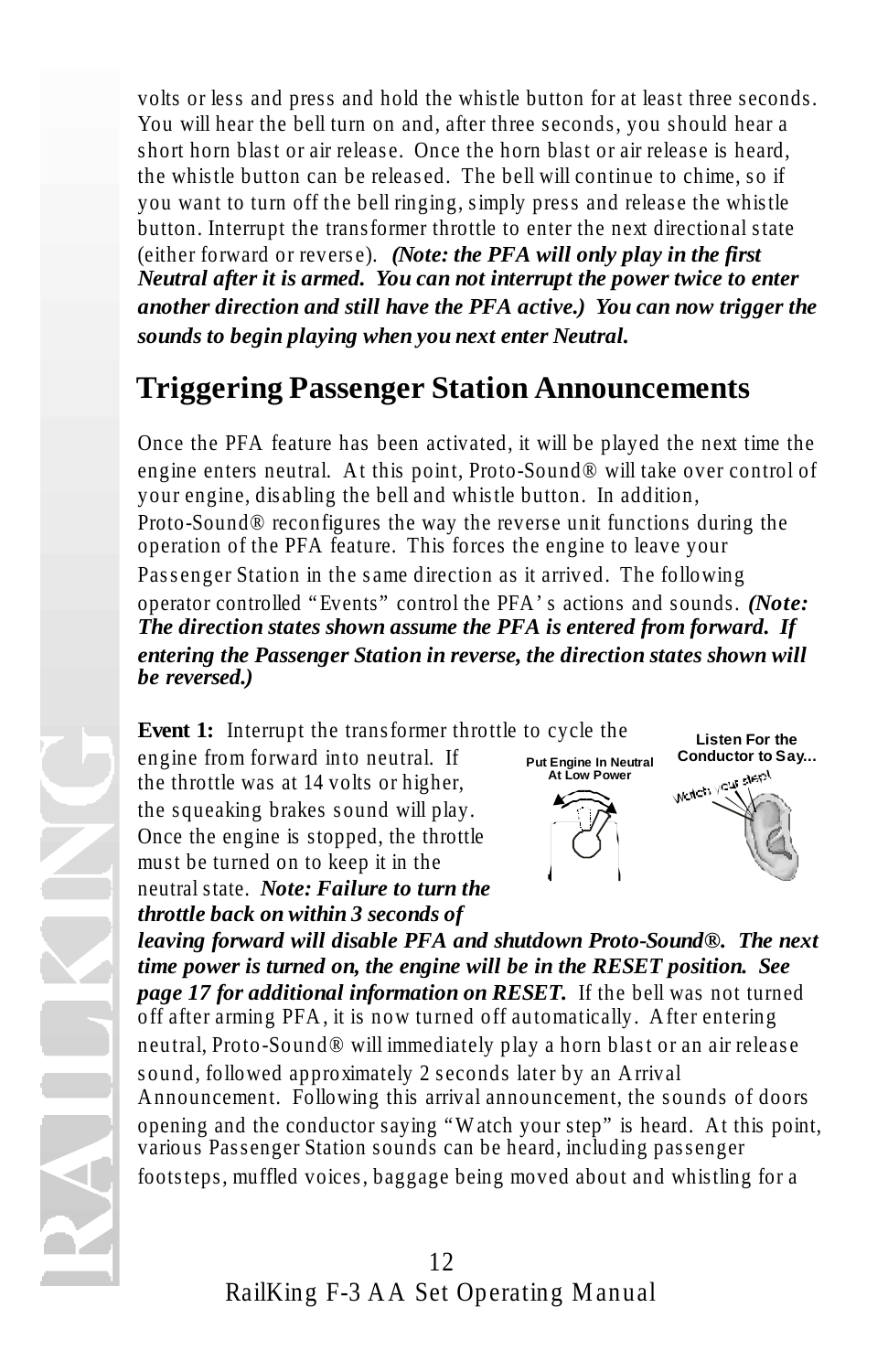volts or less and press and hold the whistle button for at least three seconds. You will hear the bell turn on and, after three seconds, you should hear a short horn blast or air release. Once the horn blast or air release is heard, the whistle button can be released. The bell will continue to chime, so if you want to turn off the bell ringing, simply press and release the whistle button. Interrupt the transformer throttle to enter the next directional state (either forward or reverse). ***(Note: the PFA will only play in the first Neutral after it is armed. You can not interrupt the power twice to enter another direction and still have the PFA active.) You can now trigger the sounds to begin playing when you next enter Neutral.***

## Triggering Passenger Station Announcements

Once the PFA feature has been activated, it will be played the next time the engine enters neutral. At this point, Proto-Sound® will take over control of your engine, disabling the bell and whistle button. In addition, Proto-Sound® reconfigures the way the reverse unit functions during the operation of the PFA feature. This forces the engine to leave your Passenger Station in the same direction as it arrived. The following operator controlled "Events" control the PFA's actions and sounds. ***(Note: The direction states shown assume the PFA is entered from forward. If entering the Passenger Station in reverse, the direction states shown will be reversed.)***

**Event 1:** Interrupt the transformer throttle to cycle the engine from forward into neutral. If the throttle was at 14 volts or higher, the squeaking brakes sound will play. Once the engine is stopped, the throttle must be turned on to keep it in the neutral state. ***Note: Failure to turn the throttle back on within 3 seconds of leaving forward will disable PFA and shutdown Proto-Sound®. The next time power is turned on, the engine will be in the RESET position. See page 17 for additional information on RESET.*** If the bell was not turned off after arming PFA, it is now turned off automatically. After entering neutral, Proto-Sound® will immediately play a horn blast or an air release sound, followed approximately 2 seconds later by an Arrival Announcement. Following this arrival announcement, the sounds of doors opening and the conductor saying "Watch your step" is heard. At this point, various Passenger Station sounds can be heard, including passenger footsteps, muffled voices, baggage being moved about and whistling for a

**Put Engine In Neutral At Low Power**

**Listen For the Conductor to Say...**

Watch your step!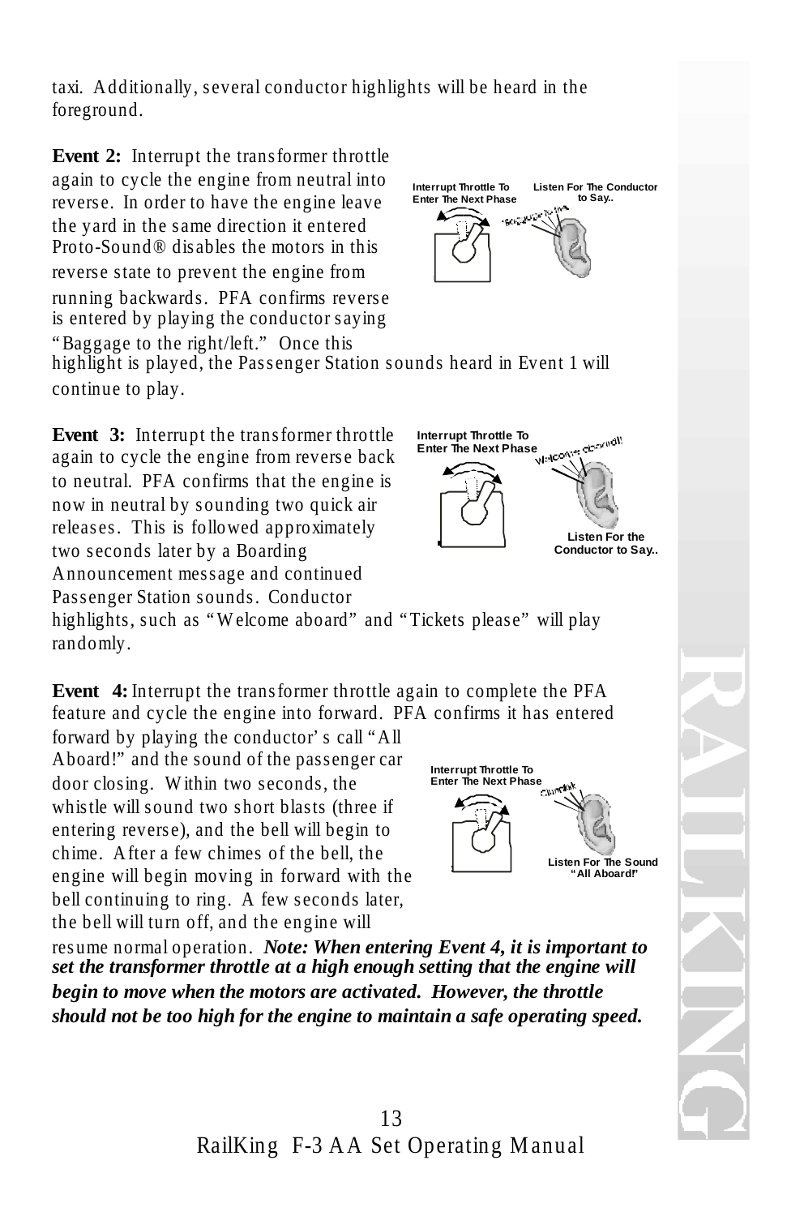taxi. Additionally, several conductor highlights will be heard in the foreground.

**Event 2:** Interrupt the transformer throttle again to cycle the engine from neutral into reverse. In order to have the engine leave the yard in the same direction it entered Proto-Sound® disables the motors in this reverse state to prevent the engine from running backwards. PFA confirms reverse is entered by playing the conductor saying "Baggage to the right/left." Once this highlight is played, the Passenger Station sounds heard in Event 1 will continue to play.

Interrupt Throttle To Enter The Next Phase

Listen For The Conductor to Say..

**Event 3:** Interrupt the transformer throttle again to cycle the engine from reverse back to neutral. PFA confirms that the engine is now in neutral by sounding two quick air releases. This is followed approximately two seconds later by a Boarding Announcement message and continued Passenger Station sounds. Conductor highlights, such as "Welcome aboard" and "Tickets please" will play randomly.

Interrupt Throttle To Enter The Next Phase

Listen For the Conductor to Say..

**Event 4:** Interrupt the transformer throttle again to complete the PFA feature and cycle the engine into forward. PFA confirms it has entered forward by playing the conductor's call "All Aboard!" and the sound of the passenger car door closing. Within two seconds, the whistle will sound two short blasts (three if entering reverse), and the bell will begin to chime. After a few chimes of the bell, the engine will begin moving in forward with the bell continuing to ring. A few seconds later, the bell will turn off, and the engine will resume normal operation. ***Note: When entering Event 4, it is important to set the transformer throttle at a high enough setting that the engine will begin to move when the motors are activated. However, the throttle should not be too high for the engine to maintain a safe operating speed.***

Interrupt Throttle To Enter The Next Phase

Listen For The Sound "All Aboard!"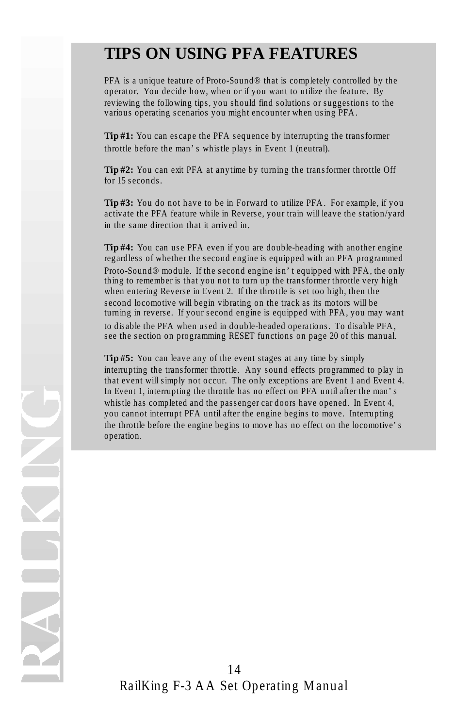# TIPS ON USING PFA FEATURES

PFA is a unique feature of Proto-Sound® that is completely controlled by the operator. You decide how, when or if you want to utilize the feature. By reviewing the following tips, you should find solutions or suggestions to the various operating scenarios you might encounter when using PFA.

**Tip #1:** You can escape the PFA sequence by interrupting the transformer throttle before the man's whistle plays in Event 1 (neutral).

**Tip #2:** You can exit PFA at anytime by turning the transformer throttle Off for 15 seconds.

**Tip #3:** You do not have to be in Forward to utilize PFA. For example, if you activate the PFA feature while in Reverse, your train will leave the station/yard in the same direction that it arrived in.

**Tip #4:** You can use PFA even if you are double-heading with another engine regardless of whether the second engine is equipped with an PFA programmed Proto-Sound® module. If the second engine isn't equipped with PFA, the only thing to remember is that you not to turn up the transformer throttle very high when entering Reverse in Event 2. If the throttle is set too high, then the second locomotive will begin vibrating on the track as its motors will be turning in reverse. If your second engine is equipped with PFA, you may want to disable the PFA when used in double-headed operations. To disable PFA, see the section on programming RESET functions on page 20 of this manual.

**Tip #5:** You can leave any of the event stages at any time by simply interrupting the transformer throttle. Any sound effects programmed to play in that event will simply not occur. The only exceptions are Event 1 and Event 4. In Event 1, interrupting the throttle has no effect on PFA until after the man's whistle has completed and the passenger car doors have opened. In Event 4, you cannot interrupt PFA until after the engine begins to move. Interrupting the throttle before the engine begins to move has no effect on the locomotive's operation.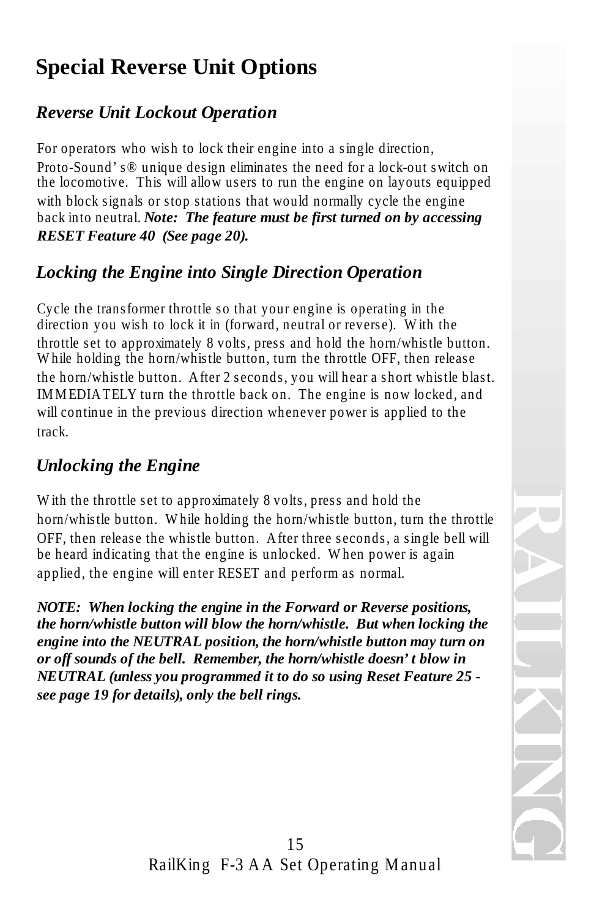# Special Reverse Unit Options

## *Reverse Unit Lockout Operation*

For operators who wish to lock their engine into a single direction, Proto-Sound's® unique design eliminates the need for a lock-out switch on the locomotive. This will allow users to run the engine on layouts equipped with block signals or stop stations that would normally cycle the engine back into neutral. ***Note: The feature must be first turned on by accessing RESET Feature 40 (See page 20).***

## *Locking the Engine into Single Direction Operation*

Cycle the transformer throttle so that your engine is operating in the direction you wish to lock it in (forward, neutral or reverse). With the throttle set to approximately 8 volts, press and hold the horn/whistle button. While holding the horn/whistle button, turn the throttle OFF, then release the horn/whistle button. After 2 seconds, you will hear a short whistle blast. IMMEDIATELY turn the throttle back on. The engine is now locked, and will continue in the previous direction whenever power is applied to the track.

## *Unlocking the Engine*

With the throttle set to approximately 8 volts, press and hold the horn/whistle button. While holding the horn/whistle button, turn the throttle OFF, then release the whistle button. After three seconds, a single bell will be heard indicating that the engine is unlocked. When power is again applied, the engine will enter RESET and perform as normal.

***NOTE: When locking the engine in the Forward or Reverse positions, the horn/whistle button will blow the horn/whistle. But when locking the engine into the NEUTRAL position, the horn/whistle button may turn on or off sounds of the bell. Remember, the horn/whistle doesn't blow in NEUTRAL (unless you programmed it to do so using Reset Feature 25 - see page 19 for details), only the bell rings.***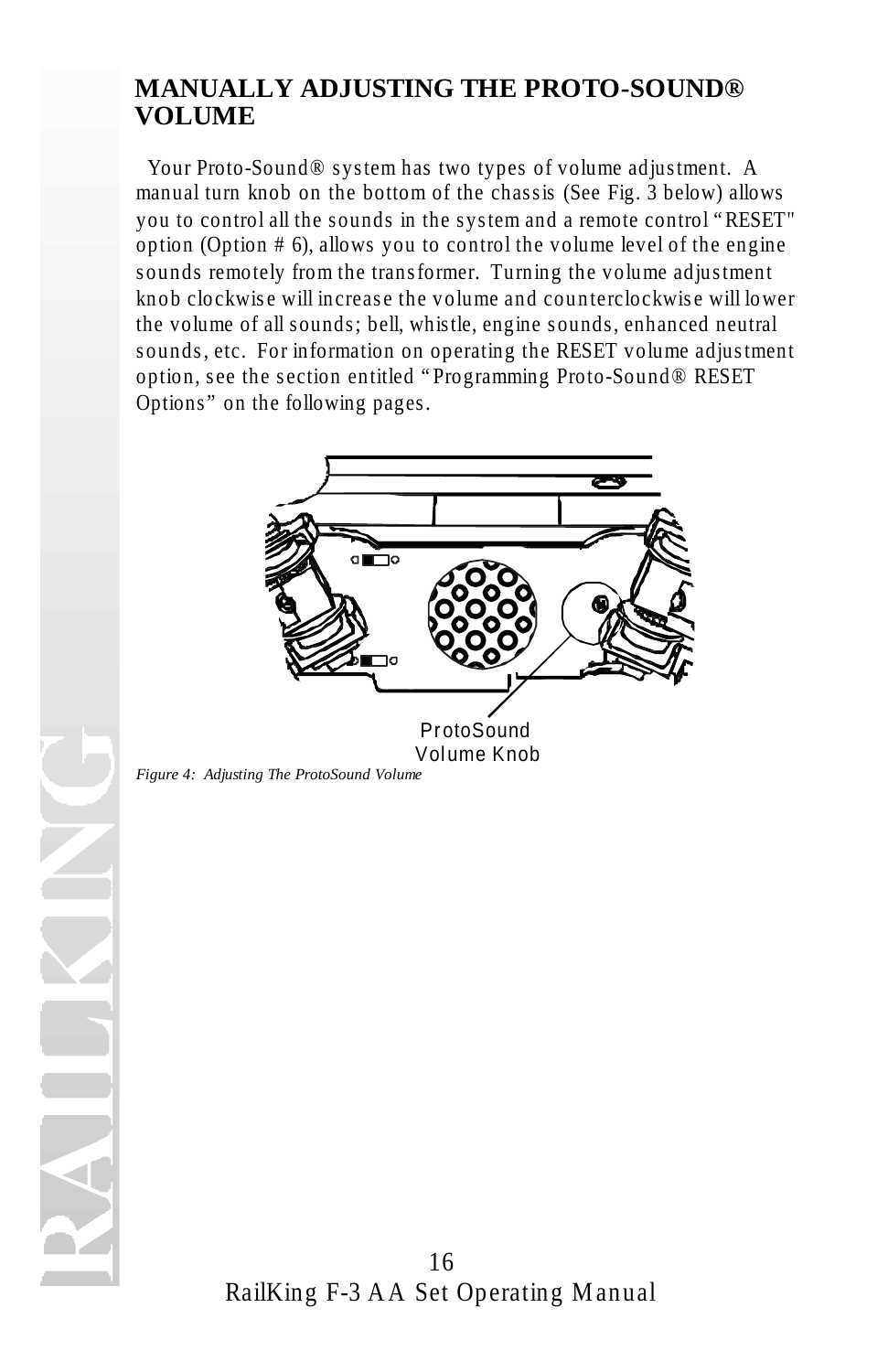## MANUALLY ADJUSTING THE PROTO-SOUND® VOLUME

Your Proto-Sound® system has two types of volume adjustment. A manual turn knob on the bottom of the chassis (See Fig. 3 below) allows you to control all the sounds in the system and a remote control "RESET" option (Option # 6), allows you to control the volume level of the engine sounds remotely from the transformer. Turning the volume adjustment knob clockwise will increase the volume and counterclockwise will lower the volume of all sounds; bell, whistle, engine sounds, enhanced neutral sounds, etc. For information on operating the RESET volume adjustment option, see the section entitled "Programming Proto-Sound® RESET Options" on the following pages.

ProtoSound Volume Knob

*Figure 4: Adjusting The ProtoSound Volume*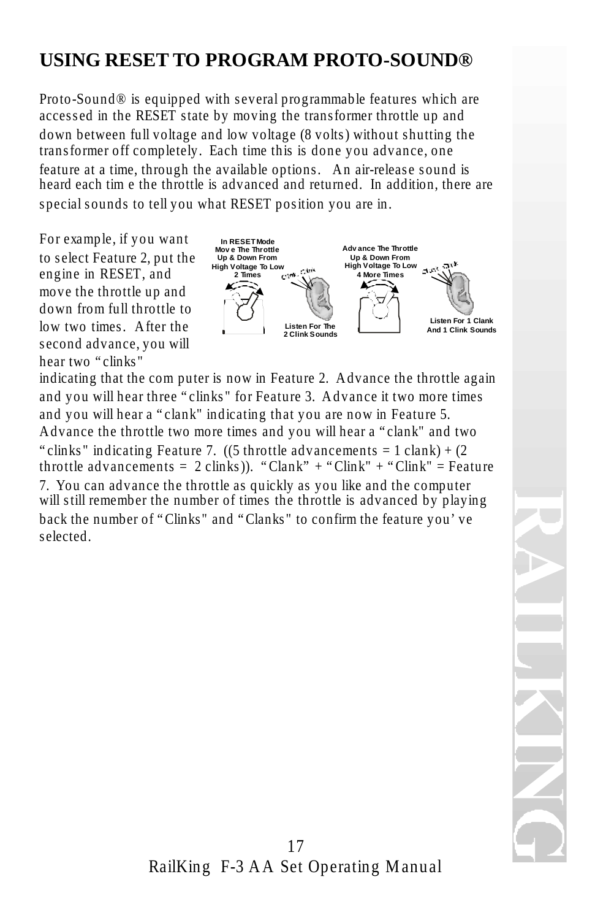# USING RESET TO PROGRAM PROTO-SOUND®

Proto-Sound® is equipped with several programmable features which are accessed in the RESET state by moving the transformer throttle up and down between full voltage and low voltage (8 volts) without shutting the transformer off completely. Each time this is done you advance, one feature at a time, through the available options. An air-release sound is heard each time the throttle is advanced and returned. In addition, there are special sounds to tell you what RESET position you are in.

For example, if you want to select Feature 2, put the engine in RESET, and move the throttle up and down from full throttle to low two times. After the second advance, you will hear two "clinks" indicating that the computer is now in Feature 2. Advance the throttle again and you will hear three "clinks" for Feature 3. Advance it two more times and you will hear a "clank" indicating that you are now in Feature 5. Advance the throttle two more times and you will hear a "clank" and two "clinks" indicating Feature 7. ((5 throttle advancements = 1 clank) + (2 throttle advancements = 2 clinks)). "Clank" + "Clink" + "Clink" = Feature 7. You can advance the throttle as quickly as you like and the computer will still remember the number of times the throttle is advanced by playing back the number of "Clinks" and "Clanks" to confirm the feature you've selected.

In RESET Mode Move The Throttle Up & Down From High Voltage To Low 2 Times

Listen For The 2 Clink Sounds

Advance The Throttle Up & Down From High Voltage To Low 4 More Times

Listen For 1 Clank And 1 Clink Sounds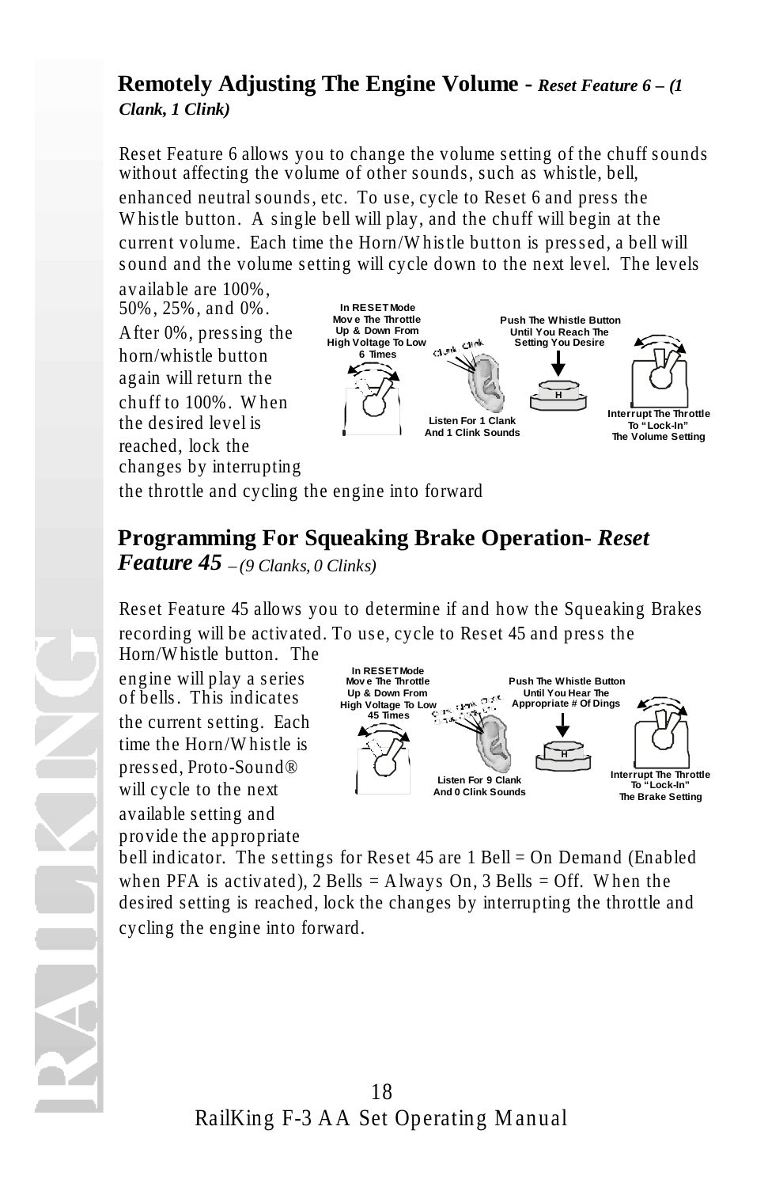## Remotely Adjusting The Engine Volume - *Reset Feature 6 – (1 Clank, 1 Clink)*

Reset Feature 6 allows you to change the volume setting of the chuff sounds without affecting the volume of other sounds, such as whistle, bell, enhanced neutral sounds, etc. To use, cycle to Reset 6 and press the Whistle button. A single bell will play, and the chuff will begin at the current volume. Each time the Horn/Whistle button is pressed, a bell will sound and the volume setting will cycle down to the next level. The levels available are 100%, 50%, 25%, and 0%. After 0%, pressing the horn/whistle button again will return the chuff to 100%. When the desired level is reached, lock the changes by interrupting the throttle and cycling the engine into forward

In RESET Mode Move The Throttle Up & Down From High Voltage To Low 6 Times

Listen For 1 Clank And 1 Clink Sounds

Push The Whistle Button Until You Reach The Setting You Desire

Interrupt The Throttle To "Lock-In" The Volume Setting

## Programming For Squeaking Brake Operation- *Reset Feature 45 – (9 Clanks, 0 Clinks)*

Reset Feature 45 allows you to determine if and how the Squeaking Brakes recording will be activated. To use, cycle to Reset 45 and press the Horn/Whistle button. The engine will play a series of bells. This indicates the current setting. Each time the Horn/Whistle is pressed, Proto-Sound® will cycle to the next available setting and provide the appropriate bell indicator. The settings for Reset 45 are 1 Bell = On Demand (Enabled when PFA is activated), 2 Bells = Always On, 3 Bells = Off. When the desired setting is reached, lock the changes by interrupting the throttle and cycling the engine into forward.

In RESET Mode Move The Throttle Up & Down From High Voltage To Low 45 Times

Listen For 9 Clank And 0 Clink Sounds

Push The Whistle Button Until You Hear The Appropriate # Of Dings

Interrupt The Throttle To "Lock-In" The Brake Setting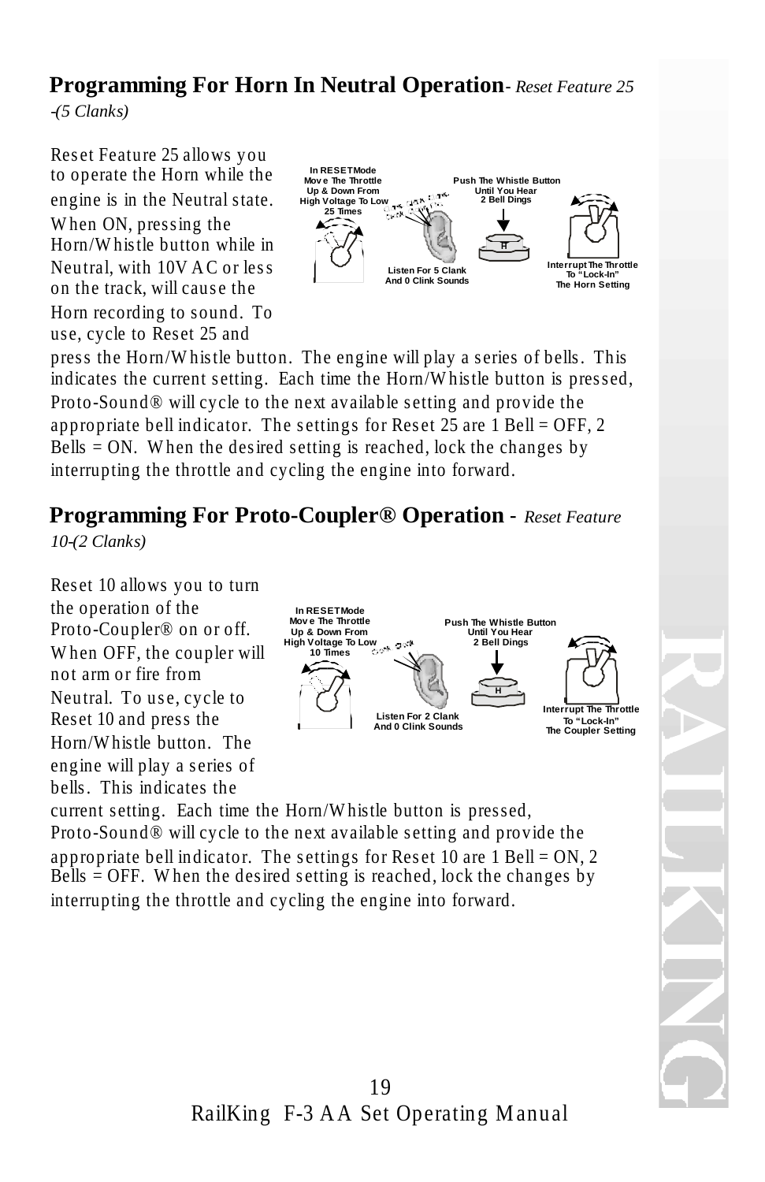## **Programming For Horn In Neutral Operation**- *Reset Feature 25 -(5 Clanks)*

Reset Feature 25 allows you to operate the Horn while the engine is in the Neutral state. When ON, pressing the Horn/Whistle button while in Neutral, with 10V AC or less on the track, will cause the Horn recording to sound. To use, cycle to Reset 25 and press the Horn/Whistle button. The engine will play a series of bells. This indicates the current setting. Each time the Horn/Whistle button is pressed, Proto-Sound® will cycle to the next available setting and provide the appropriate bell indicator. The settings for Reset 25 are 1 Bell = OFF, 2 Bells = ON. When the desired setting is reached, lock the changes by interrupting the throttle and cycling the engine into forward.

In RESET Mode Move The Throttle Up & Down From High Voltage To Low 25 Times

Listen For 5 Clank And 0 Clink Sounds

Push The Whistle Button Until You Hear 2 Bell Dings

Interrupt The Throttle To "Lock-In" The Horn Setting

## **Programming For Proto-Coupler® Operation** - *Reset Feature 10-(2 Clanks)*

Reset 10 allows you to turn the operation of the Proto-Coupler® on or off. When OFF, the coupler will not arm or fire from Neutral. To use, cycle to Reset 10 and press the Horn/Whistle button. The engine will play a series of bells. This indicates the current setting. Each time the Horn/Whistle button is pressed, Proto-Sound® will cycle to the next available setting and provide the appropriate bell indicator. The settings for Reset 10 are 1 Bell = ON, 2 Bells = OFF. When the desired setting is reached, lock the changes by interrupting the throttle and cycling the engine into forward.

In RESET Mode Move The Throttle Up & Down From High Voltage To Low 10 Times

Listen For 2 Clank And 0 Clink Sounds

Push The Whistle Button Until You Hear 2 Bell Dings

Interrupt The Throttle To "Lock-In" The Coupler Setting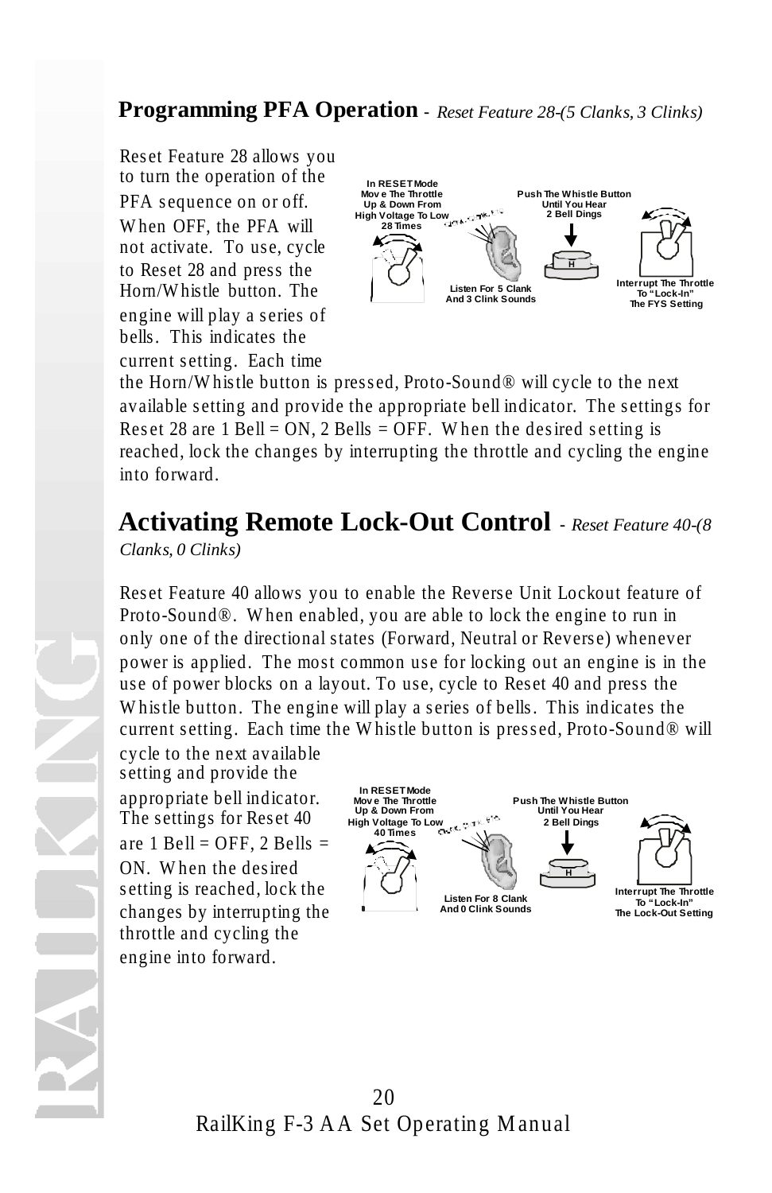## Programming PFA Operation - *Reset Feature 28-(5 Clanks, 3 Clinks)*

Reset Feature 28 allows you to turn the operation of the PFA sequence on or off. When OFF, the PFA will not activate. To use, cycle to Reset 28 and press the Horn/Whistle button. The engine will play a series of bells. This indicates the current setting. Each time the Horn/Whistle button is pressed, Proto-Sound® will cycle to the next available setting and provide the appropriate bell indicator. The settings for Reset 28 are 1 Bell = ON, 2 Bells = OFF. When the desired setting is reached, lock the changes by interrupting the throttle and cycling the engine into forward.

In RESET Mode Move The Throttle Up & Down From High Voltage To Low 28 Times

Listen For 5 Clank And 3 Clink Sounds

Push The Whistle Button Until You Hear 2 Bell Dings

Interrupt The Throttle To "Lock-In" The FYS Setting

## Activating Remote Lock-Out Control - *Reset Feature 40-(8 Clanks, 0 Clinks)*

Reset Feature 40 allows you to enable the Reverse Unit Lockout feature of Proto-Sound®. When enabled, you are able to lock the engine to run in only one of the directional states (Forward, Neutral or Reverse) whenever power is applied. The most common use for locking out an engine is in the use of power blocks on a layout. To use, cycle to Reset 40 and press the Whistle button. The engine will play a series of bells. This indicates the current setting. Each time the Whistle button is pressed, Proto-Sound® will cycle to the next available setting and provide the appropriate bell indicator. The settings for Reset 40 are 1 Bell = OFF, 2 Bells = ON. When the desired setting is reached, lock the changes by interrupting the throttle and cycling the engine into forward.

In RESET Mode Move The Throttle Up & Down From High Voltage To Low 40 Times

Listen For 8 Clank And 0 Clink Sounds

Push The Whistle Button Until You Hear 2 Bell Dings

Interrupt The Throttle To "Lock-In" The Lock-Out Setting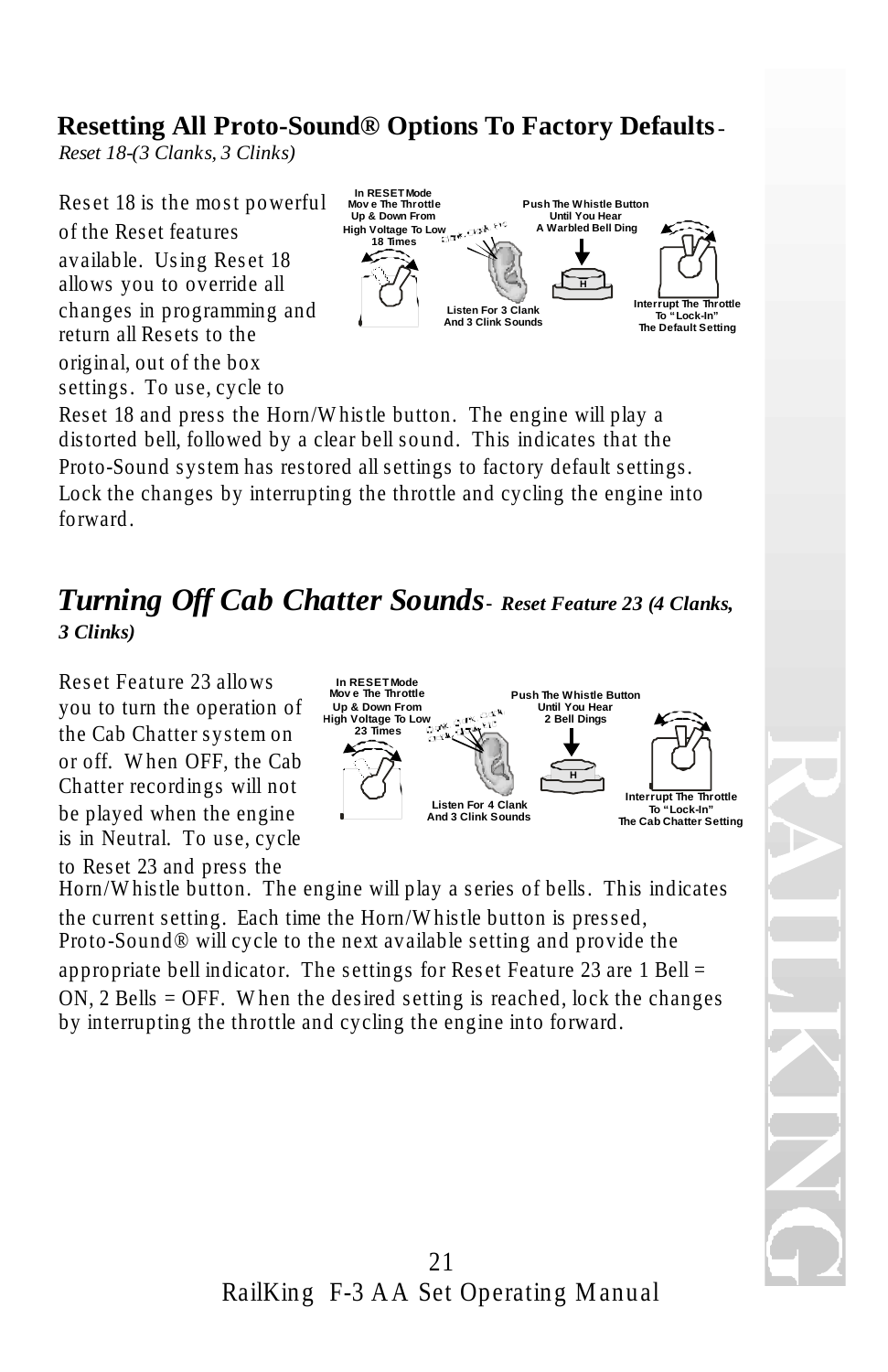## Resetting All Proto-Sound® Options To Factory Defaults-

*Reset 18-(3 Clanks, 3 Clinks)*

In RESET Mode Move The Throttle Up & Down From High Voltage To Low 18 Times

Listen For 3 Clank And 3 Clink Sounds

Push The Whistle Button Until You Hear A Warbled Bell Ding

Interrupt The Throttle To "Lock-In" The Default Setting

Reset 18 is the most powerful of the Reset features available. Using Reset 18 allows you to override all changes in programming and return all Resets to the original, out of the box settings. To use, cycle to Reset 18 and press the Horn/Whistle button. The engine will play a distorted bell, followed by a clear bell sound. This indicates that the Proto-Sound system has restored all settings to factory default settings. Lock the changes by interrupting the throttle and cycling the engine into forward.

## *Turning Off Cab Chatter Sounds- Reset Feature 23 (4 Clanks, 3 Clinks)*

In RESET Mode Move The Throttle Up & Down From High Voltage To Low 23 Times

Listen For 4 Clank And 3 Clink Sounds

Push The Whistle Button Until You Hear 2 Bell Dings

Interrupt The Throttle To "Lock-In" The Cab Chatter Setting

Reset Feature 23 allows you to turn the operation of the Cab Chatter system on or off. When OFF, the Cab Chatter recordings will not be played when the engine is in Neutral. To use, cycle to Reset 23 and press the Horn/Whistle button. The engine will play a series of bells. This indicates the current setting. Each time the Horn/Whistle button is pressed, Proto-Sound® will cycle to the next available setting and provide the appropriate bell indicator. The settings for Reset Feature 23 are 1 Bell = ON, 2 Bells = OFF. When the desired setting is reached, lock the changes by interrupting the throttle and cycling the engine into forward.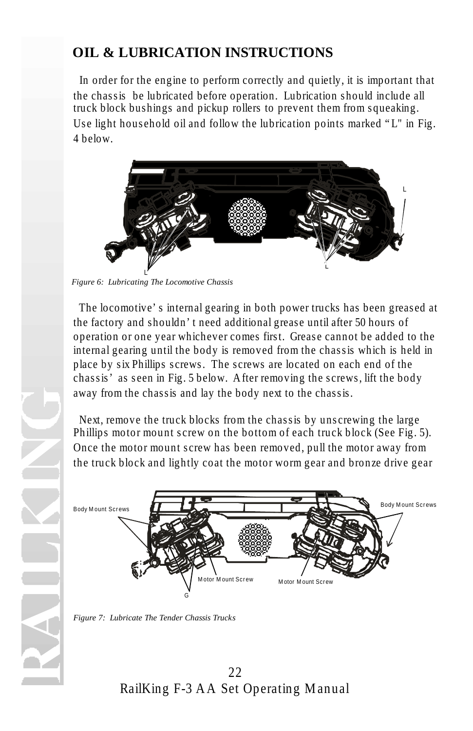## OIL & LUBRICATION INSTRUCTIONS

In order for the engine to perform correctly and quietly, it is important that the chassis be lubricated before operation. Lubrication should include all truck block bushings and pickup rollers to prevent them from squeaking. Use light household oil and follow the lubrication points marked "L" in Fig. 4 below.

*Figure 6: Lubricating The Locomotive Chassis*

The locomotive's internal gearing in both power trucks has been greased at the factory and shouldn't need additional grease until after 50 hours of operation or one year whichever comes first. Grease cannot be added to the internal gearing until the body is removed from the chassis which is held in place by six Phillips screws. The screws are located on each end of the chassis' as seen in Fig. 5 below. After removing the screws, lift the body away from the chassis and lay the body next to the chassis.

Next, remove the truck blocks from the chassis by unscrewing the large Phillips motor mount screw on the bottom of each truck block (See Fig. 5). Once the motor mount screw has been removed, pull the motor away from the truck block and lightly coat the motor worm gear and bronze drive gear

*Figure 7: Lubricate The Tender Chassis Trucks*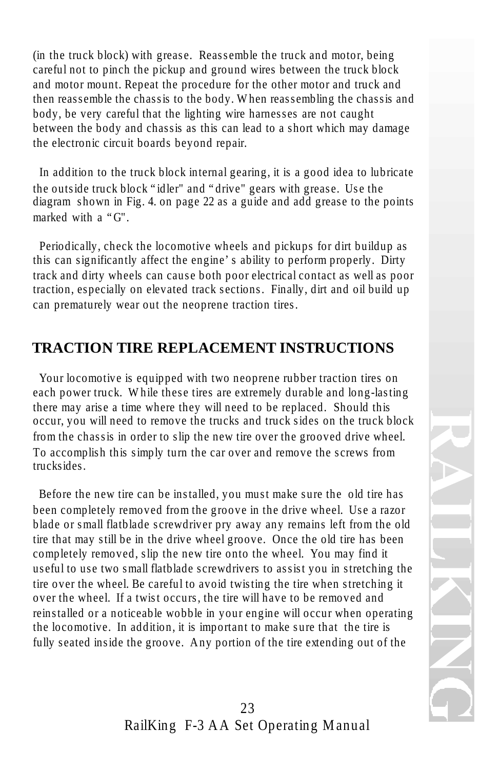(in the truck block) with grease. Reassemble the truck and motor, being careful not to pinch the pickup and ground wires between the truck block and motor mount. Repeat the procedure for the other motor and truck and then reassemble the chassis to the body. When reassembling the chassis and body, be very careful that the lighting wire harnesses are not caught between the body and chassis as this can lead to a short which may damage the electronic circuit boards beyond repair.

In addition to the truck block internal gearing, it is a good idea to lubricate the outside truck block "idler" and "drive" gears with grease. Use the diagram shown in Fig. 4. on page 22 as a guide and add grease to the points marked with a "G".

Periodically, check the locomotive wheels and pickups for dirt buildup as this can significantly affect the engine's ability to perform properly. Dirty track and dirty wheels can cause both poor electrical contact as well as poor traction, especially on elevated track sections. Finally, dirt and oil build up can prematurely wear out the neoprene traction tires.

## TRACTION TIRE REPLACEMENT INSTRUCTIONS

Your locomotive is equipped with two neoprene rubber traction tires on each power truck. While these tires are extremely durable and long-lasting there may arise a time where they will need to be replaced. Should this occur, you will need to remove the trucks and truck sides on the truck block from the chassis in order to slip the new tire over the grooved drive wheel. To accomplish this simply turn the car over and remove the screws from trucksides.

Before the new tire can be installed, you must make sure the old tire has been completely removed from the groove in the drive wheel. Use a razor blade or small flatblade screwdriver pry away any remains left from the old tire that may still be in the drive wheel groove. Once the old tire has been completely removed, slip the new tire onto the wheel. You may find it useful to use two small flatblade screwdrivers to assist you in stretching the tire over the wheel. Be careful to avoid twisting the tire when stretching it over the wheel. If a twist occurs, the tire will have to be removed and reinstalled or a noticeable wobble in your engine will occur when operating the locomotive. In addition, it is important to make sure that the tire is fully seated inside the groove. Any portion of the tire extending out of the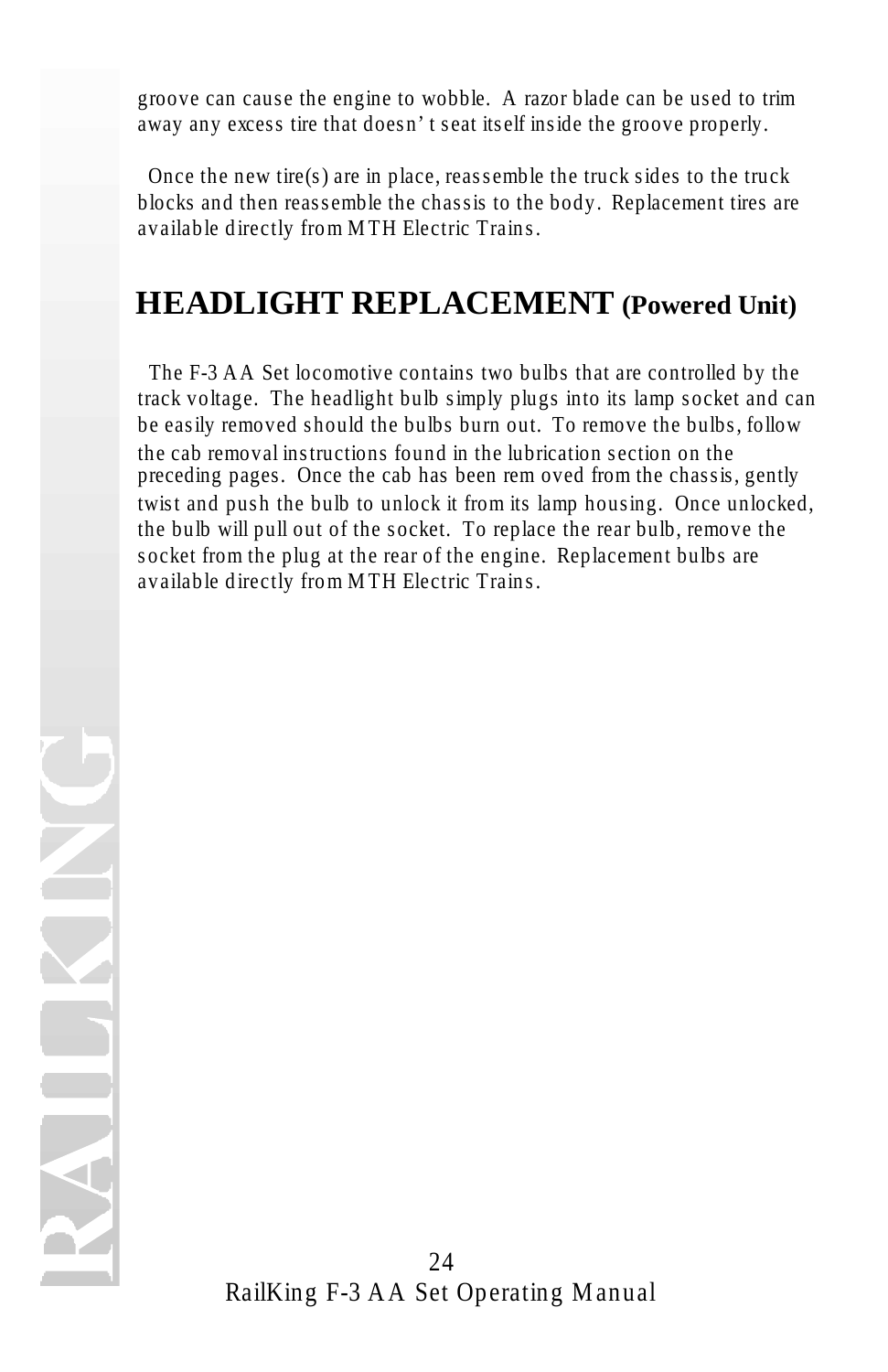groove can cause the engine to wobble. A razor blade can be used to trim away any excess tire that doesn't seat itself inside the groove properly.

Once the new tire(s) are in place, reassemble the truck sides to the truck blocks and then reassemble the chassis to the body. Replacement tires are available directly from MTH Electric Trains.

## HEADLIGHT REPLACEMENT (Powered Unit)

The F-3 AA Set locomotive contains two bulbs that are controlled by the track voltage. The headlight bulb simply plugs into its lamp socket and can be easily removed should the bulbs burn out. To remove the bulbs, follow the cab removal instructions found in the lubrication section on the preceding pages. Once the cab has been removed from the chassis, gently twist and push the bulb to unlock it from its lamp housing. Once unlocked, the bulb will pull out of the socket. To replace the rear bulb, remove the socket from the plug at the rear of the engine. Replacement bulbs are available directly from MTH Electric Trains.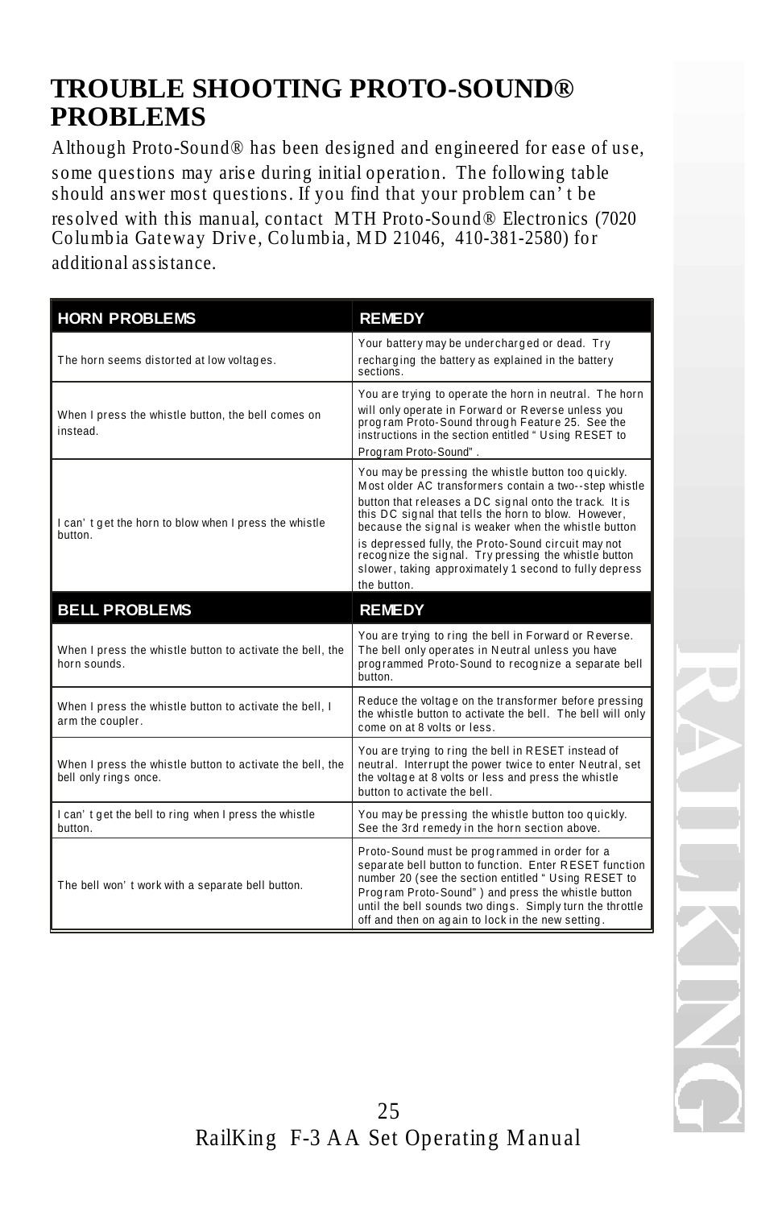# TROUBLE SHOOTING PROTO-SOUND® PROBLEMS

Although Proto-Sound® has been designed and engineered for ease of use, some questions may arise during initial operation. The following table should answer most questions. If you find that your problem can't be resolved with this manual, contact MTH Proto-Sound® Electronics (7020 Columbia Gateway Drive, Columbia, MD 21046, 410-381-2580) for additional assistance.

| HORN PROBLEMS | REMEDY |
|---|---|
| The horn seems distorted at low voltages. | Your battery may be undercharged or dead. Try recharging the battery as explained in the battery sections. |
| When I press the whistle button, the bell comes on instead. | You are trying to operate the horn in neutral. The horn will only operate in Forward or Reverse unless you program Proto-Sound through Feature 25. See the instructions in the section entitled "Using RESET to Program Proto-Sound". |
| I can't get the horn to blow when I press the whistle button. | You may be pressing the whistle button too quickly. Most older AC transformers contain a two--step whistle button that releases a DC signal onto the track. It is this DC signal that tells the horn to blow. However, because the signal is weaker when the whistle button is depressed fully, the Proto-Sound circuit may not recognize the signal. Try pressing the whistle button slower, taking approximately 1 second to fully depress the button. |
| **BELL PROBLEMS** | **REMEDY** |
| When I press the whistle button to activate the bell, the horn sounds. | You are trying to ring the bell in Forward or Reverse. The bell only operates in Neutral unless you have programmed Proto-Sound to recognize a separate bell button. |
| When I press the whistle button to activate the bell, I arm the coupler. | Reduce the voltage on the transformer before pressing the whistle button to activate the bell. The bell will only come on at 8 volts or less. |
| When I press the whistle button to activate the bell, the bell only rings once. | You are trying to ring the bell in RESET instead of neutral. Interrupt the power twice to enter Neutral, set the voltage at 8 volts or less and press the whistle button to activate the bell. |
| I can't get the bell to ring when I press the whistle button. | You may be pressing the whistle button too quickly. See the 3rd remedy in the horn section above. |
| The bell won't work with a separate bell button. | Proto-Sound must be programmed in order for a separate bell button to function. Enter RESET function number 20 (see the section entitled "Using RESET to Program Proto-Sound") and press the whistle button until the bell sounds two dings. Simply turn the throttle off and then on again to lock in the new setting. |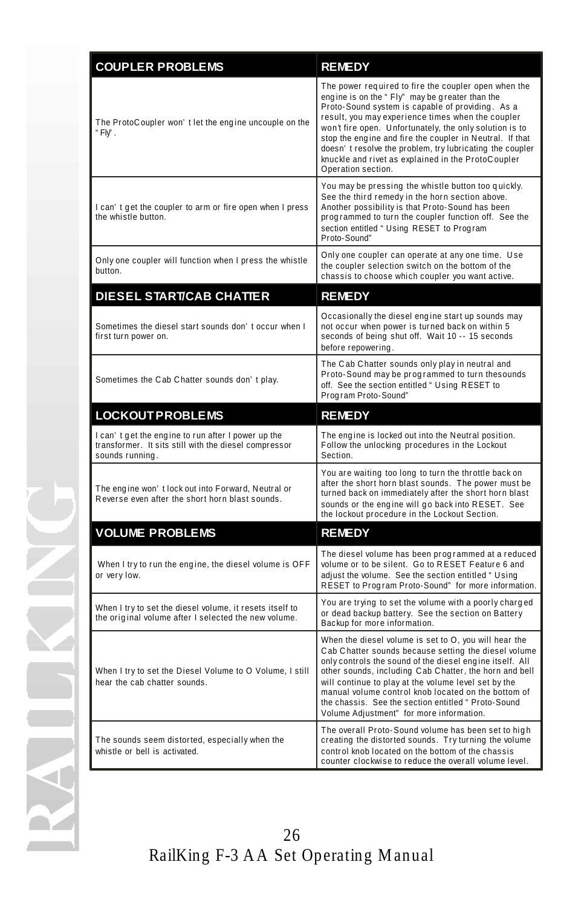| COUPLER PROBLEMS | REMEDY |
| --- | --- |
| The ProtoCoupler won't let the engine uncouple on the "Fly". | The power required to fire the coupler open when the engine is on the "Fly" may be greater than the Proto-Sound system is capable of providing. As a result, you may experience times when the coupler won't fire open. Unfortunately, the only solution is to stop the engine and fire the coupler in Neutral. If that doesn't resolve the problem, try lubricating the coupler knuckle and rivet as explained in the ProtoCoupler Operation section. |
| I can't get the coupler to arm or fire open when I press the whistle button. | You may be pressing the whistle button too quickly. See the third remedy in the horn section above. Another possibility is that Proto-Sound has been programmed to turn the coupler function off. See the section entitled "Using RESET to Program Proto-Sound" |
| Only one coupler will function when I press the whistle button. | Only one coupler can operate at any one time. Use the coupler selection switch on the bottom of the chassis to choose which coupler you want active. |

| DIESEL START/CAB CHATTER | REMEDY |
| --- | --- |
| Sometimes the diesel start sounds don't occur when I first turn power on. | Occasionally the diesel engine start up sounds may not occur when power is turned back on within 5 seconds of being shut off. Wait 10 -- 15 seconds before repowering. |
| Sometimes the Cab Chatter sounds don't play. | The Cab Chatter sounds only play in neutral and Proto-Sound may be programmed to turn thesounds off. See the section entitled "Using RESET to Program Proto-Sound" |

| LOCKOUT PROBLEMS | REMEDY |
| --- | --- |
| I can't get the engine to run after I power up the transformer. It sits still with the diesel compressor sounds running. | The engine is locked out into the Neutral position. Follow the unlocking procedures in the Lockout Section. |
| The engine won't lock out into Forward, Neutral or Reverse even after the short horn blast sounds. | You are waiting too long to turn the throttle back on after the short horn blast sounds. The power must be turned back on immediately after the short horn blast sounds or the engine will go back into RESET. See the lockout procedure in the Lockout Section. |

| VOLUME PROBLEMS | REMEDY |
| --- | --- |
| When I try to run the engine, the diesel volume is OFF or very low. | The diesel volume has been programmed at a reduced volume or to be silent. Go to RESET Feature 6 and adjust the volume. See the section entitled "Using RESET to Program Proto-Sound" for more information. |
| When I try to set the diesel volume, it resets itself to the original volume after I selected the new volume. | You are trying to set the volume with a poorly charged or dead backup battery. See the section on Battery Backup for more information. |
| When I try to set the Diesel Volume to O Volume, I still hear the cab chatter sounds. | When the diesel volume is set to O, you will hear the Cab Chatter sounds because setting the diesel volume only controls the sound of the diesel engine itself. All other sounds, including Cab Chatter, the horn and bell will continue to play at the volume level set by the manual volume control knob located on the bottom of the chassis. See the section entitled "Proto-Sound Volume Adjustment" for more information. |
| The sounds seem distorted, especially when the whistle or bell is activated. | The overall Proto-Sound volume has been set to high creating the distorted sounds. Try turning the volume control knob located on the bottom of the chassis counter clockwise to reduce the overall volume level. |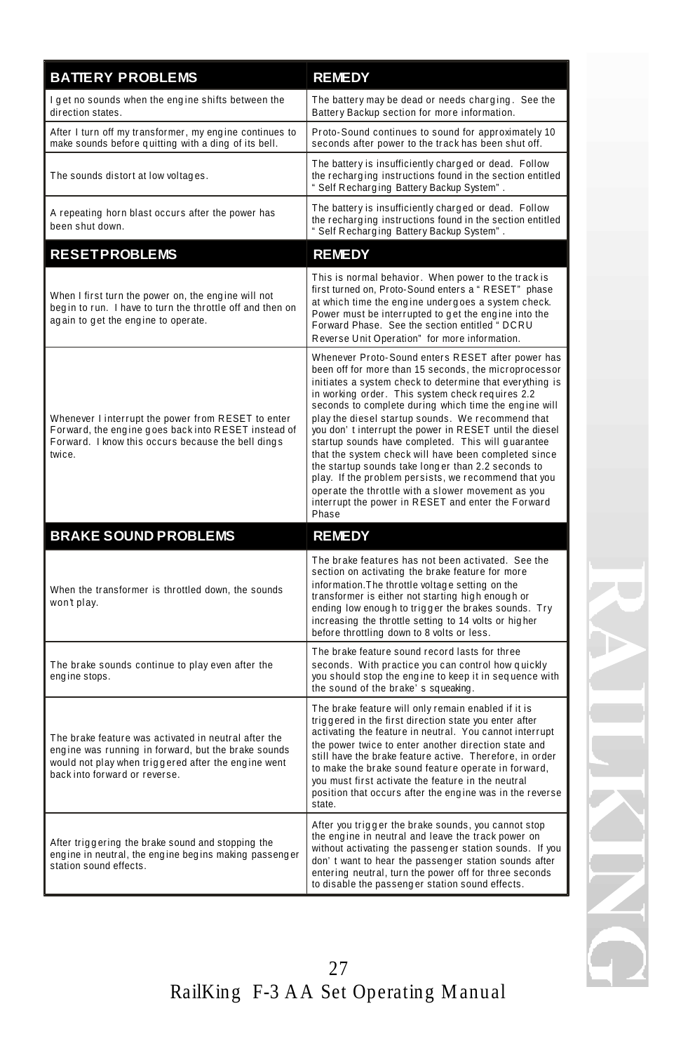| BATTERY PROBLEMS | REMEDY |
|---|---|
| I get no sounds when the engine shifts between the direction states. | The battery may be dead or needs charging. See the Battery Backup section for more information. |
| After I turn off my transformer, my engine continues to make sounds before quitting with a ding of its bell. | Proto-Sound continues to sound for approximately 10 seconds after power to the track has been shut off. |
| The sounds distort at low voltages. | The battery is insufficiently charged or dead. Follow the recharging instructions found in the section entitled "Self Recharging Battery Backup System". |
| A repeating horn blast occurs after the power has been shut down. | The battery is insufficiently charged or dead. Follow the recharging instructions found in the section entitled "Self Recharging Battery Backup System". |
| **RESET PROBLEMS** | **REMEDY** |
| When I first turn the power on, the engine will not begin to run. I have to turn the throttle off and then on again to get the engine to operate. | This is normal behavior. When power to the track is first turned on, Proto-Sound enters a "RESET" phase at which time the engine undergoes a system check. Power must be interrupted to get the engine into the Forward Phase. See the section entitled "DCRU Reverse Unit Operation" for more information. |
| Whenever I interrupt the power from RESET to enter Forward, the engine goes back into RESET instead of Forward. I know this occurs because the bell dings twice. | Whenever Proto-Sound enters RESET after power has been off for more than 15 seconds, the microprocessor initiates a system check to determine that everything is in working order. This system check requires 2.2 seconds to complete during which time the engine will play the diesel startup sounds. We recommend that you don't interrupt the power in RESET until the diesel startup sounds have completed. This will guarantee that the system check will have been completed since the startup sounds take longer than 2.2 seconds to play. If the problem persists, we recommend that you operate the throttle with a slower movement as you interrupt the power in RESET and enter the Forward Phase |
| **BRAKE SOUND PROBLEMS** | **REMEDY** |
| When the transformer is throttled down, the sounds won't play. | The brake features has not been activated. See the section on activating the brake feature for more information.The throttle voltage setting on the transformer is either not starting high enough or ending low enough to trigger the brakes sounds. Try increasing the throttle setting to 14 volts or higher before throttling down to 8 volts or less. |
| The brake sounds continue to play even after the engine stops. | The brake feature sound record lasts for three seconds. With practice you can control how quickly you should stop the engine to keep it in sequence with the sound of the brake's squeaking. |
| The brake feature was activated in neutral after the engine was running in forward, but the brake sounds would not play when triggered after the engine went back into forward or reverse. | The brake feature will only remain enabled if it is triggered in the first direction state you enter after activating the feature in neutral. You cannot interrupt the power twice to enter another direction state and still have the brake feature active. Therefore, in order to make the brake sound feature operate in forward, you must first activate the feature in the neutral position that occurs after the engine was in the reverse state. |
| After triggering the brake sound and stopping the engine in neutral, the engine begins making passenger station sound effects. | After you trigger the brake sounds, you cannot stop the engine in neutral and leave the track power on without activating the passenger station sounds. If you don't want to hear the passenger station sounds after entering neutral, turn the power off for three seconds to disable the passenger station sound effects. |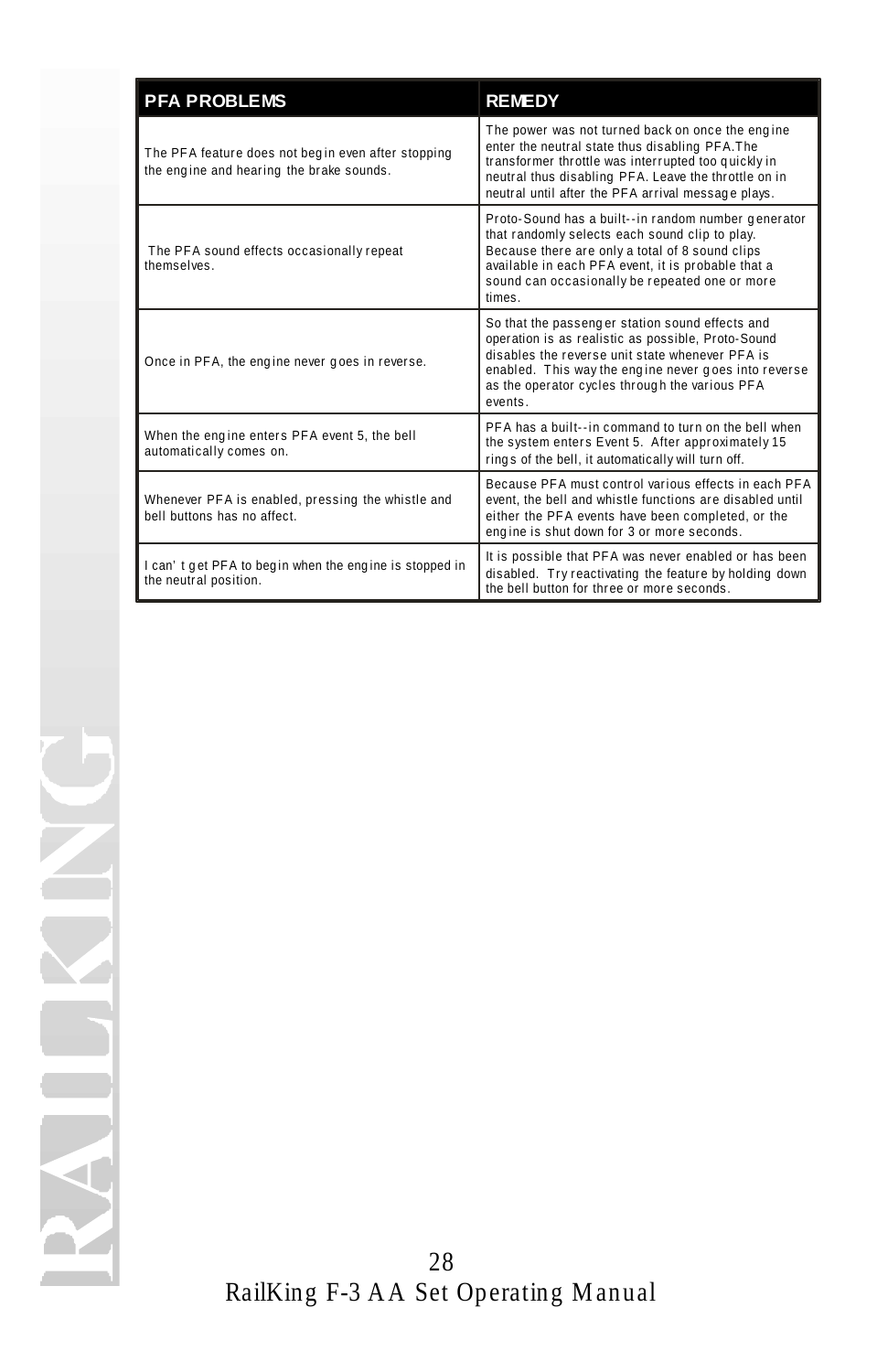| PFA PROBLEMS | REMEDY |
| --- | --- |
| The PFA feature does not begin even after stopping the engine and hearing the brake sounds. | The power was not turned back on once the engine enter the neutral state thus disabling PFA.The transformer throttle was interrupted too quickly in neutral thus disabling PFA. Leave the throttle on in neutral until after the PFA arrival message plays. |
| The PFA sound effects occasionally repeat themselves. | Proto-Sound has a built--in random number generator that randomly selects each sound clip to play. Because there are only a total of 8 sound clips available in each PFA event, it is probable that a sound can occasionally be repeated one or more times. |
| Once in PFA, the engine never goes in reverse. | So that the passenger station sound effects and operation is as realistic as possible, Proto-Sound disables the reverse unit state whenever PFA is enabled. This way the engine never goes into reverse as the operator cycles through the various PFA events. |
| When the engine enters PFA event 5, the bell automatically comes on. | PFA has a built--in command to turn on the bell when the system enters Event 5. After approximately 15 rings of the bell, it automatically will turn off. |
| Whenever PFA is enabled, pressing the whistle and bell buttons has no affect. | Because PFA must control various effects in each PFA event, the bell and whistle functions are disabled until either the PFA events have been completed, or the engine is shut down for 3 or more seconds. |
| I can' t get PFA to begin when the engine is stopped in the neutral position. | It is possible that PFA was never enabled or has been disabled. Try reactivating the feature by holding down the bell button for three or more seconds. |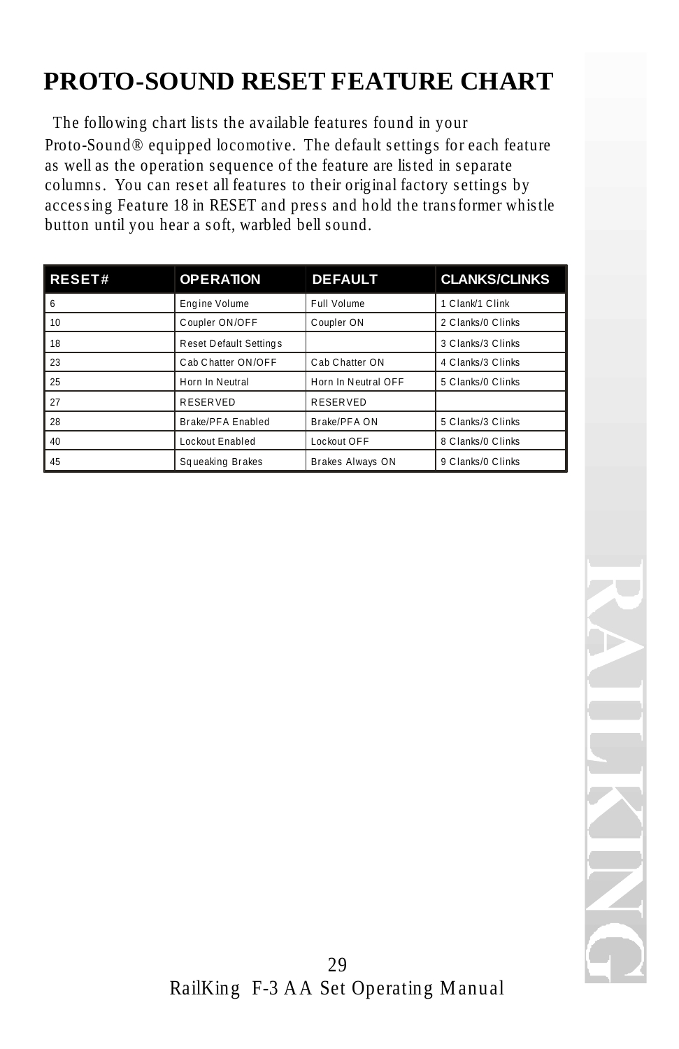# PROTO-SOUND RESET FEATURE CHART

The following chart lists the available features found in your Proto-Sound® equipped locomotive. The default settings for each feature as well as the operation sequence of the feature are listed in separate columns. You can reset all features to their original factory settings by accessing Feature 18 in RESET and press and hold the transformer whistle button until you hear a soft, warbled bell sound.

| RESET# | OPERATION | DEFAULT | CLANKS/CLINKS |
|---|---|---|---|
| 6 | Engine Volume | Full Volume | 1 Clank/1 Clink |
| 10 | Coupler ON/OFF | Coupler ON | 2 Clanks/0 Clinks |
| 18 | Reset Default Settings | | 3 Clanks/3 Clinks |
| 23 | Cab Chatter ON/OFF | Cab Chatter ON | 4 Clanks/3 Clinks |
| 25 | Horn In Neutral | Horn In Neutral OFF | 5 Clanks/0 Clinks |
| 27 | RESERVED | RESERVED | |
| 28 | Brake/PFA Enabled | Brake/PFA ON | 5 Clanks/3 Clinks |
| 40 | Lockout Enabled | Lockout OFF | 8 Clanks/0 Clinks |
| 45 | Squeaking Brakes | Brakes Always ON | 9 Clanks/0 Clinks |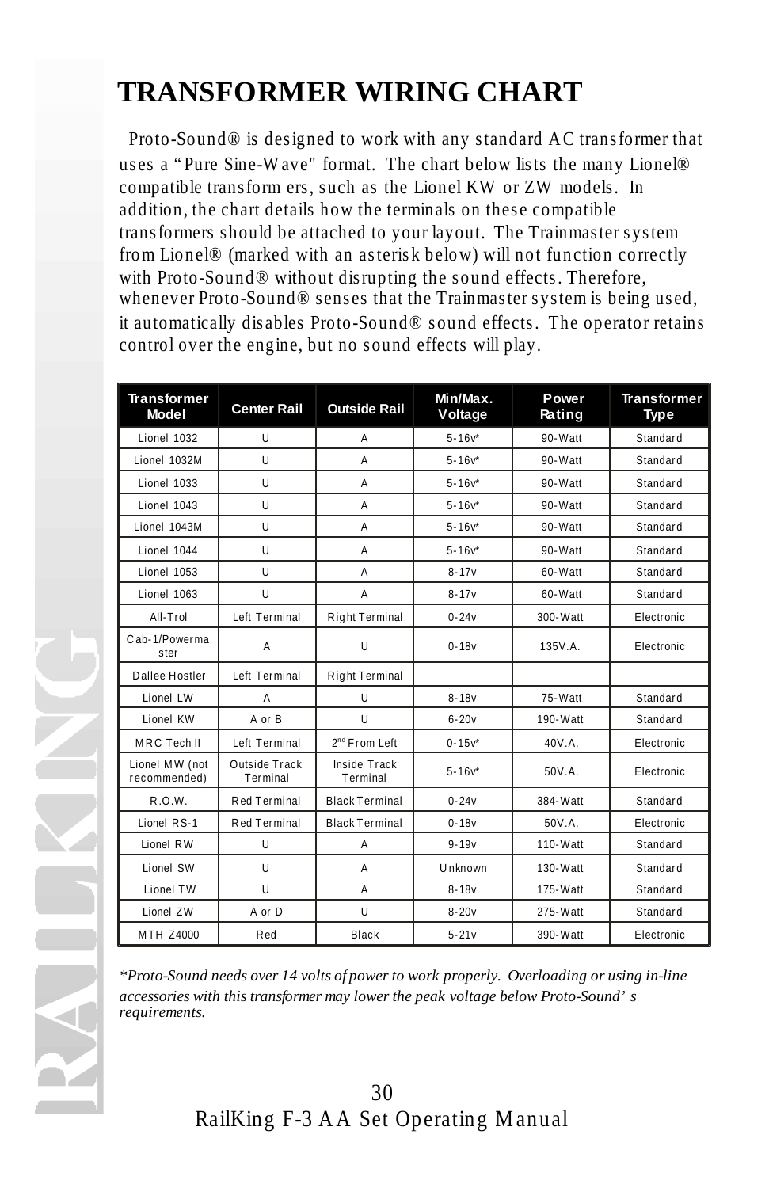# TRANSFORMER WIRING CHART

Proto-Sound® is designed to work with any standard AC transformer that uses a "Pure Sine-Wave" format. The chart below lists the many Lionel® compatible transform ers, such as the Lionel KW or ZW models. In addition, the chart details how the terminals on these compatible transformers should be attached to your layout. The Trainmaster system from Lionel® (marked with an asterisk below) will not function correctly with Proto-Sound® without disrupting the sound effects. Therefore, whenever Proto-Sound® senses that the Trainmaster system is being used, it automatically disables Proto-Sound® sound effects. The operator retains control over the engine, but no sound effects will play.

| Transformer Model | Center Rail | Outside Rail | Min/Max. Voltage | Power Rating | Transformer Type |
|---|---|---|---|---|---|
| Lionel 1032 | U | A | 5-16v* | 90-Watt | Standard |
| Lionel 1032M | U | A | 5-16v* | 90-Watt | Standard |
| Lionel 1033 | U | A | 5-16v* | 90-Watt | Standard |
| Lionel 1043 | U | A | 5-16v* | 90-Watt | Standard |
| Lionel 1043M | U | A | 5-16v* | 90-Watt | Standard |
| Lionel 1044 | U | A | 5-16v* | 90-Watt | Standard |
| Lionel 1053 | U | A | 8-17v | 60-Watt | Standard |
| Lionel 1063 | U | A | 8-17v | 60-Watt | Standard |
| All-Trol | Left Terminal | Right Terminal | 0-24v | 300-Watt | Electronic |
| Cab-1/Powermaster | A | U | 0-18v | 135V.A. | Electronic |
| Dallee Hostler | Left Terminal | Right Terminal | | | |
| Lionel LW | A | U | 8-18v | 75-Watt | Standard |
| Lionel KW | A or B | U | 6-20v | 190-Watt | Standard |
| MRC Tech II | Left Terminal | 2nd From Left | 0-15v* | 40V.A. | Electronic |
| Lionel MW (not recommended) | Outside Track Terminal | Inside Track Terminal | 5-16v* | 50V.A. | Electronic |
| R.O.W. | Red Terminal | Black Terminal | 0-24v | 384-Watt | Standard |
| Lionel RS-1 | Red Terminal | Black Terminal | 0-18v | 50V.A. | Electronic |
| Lionel RW | U | A | 9-19v | 110-Watt | Standard |
| Lionel SW | U | A | Unknown | 130-Watt | Standard |
| Lionel TW | U | A | 8-18v | 175-Watt | Standard |
| Lionel ZW | A or D | U | 8-20v | 275-Watt | Standard |
| MTH Z4000 | Red | Black | 5-21v | 390-Watt | Electronic |

*\*Proto-Sound needs over 14 volts of power to work properly. Overloading or using in-line accessories with this transformer may lower the peak voltage below Proto-Sound's requirements.*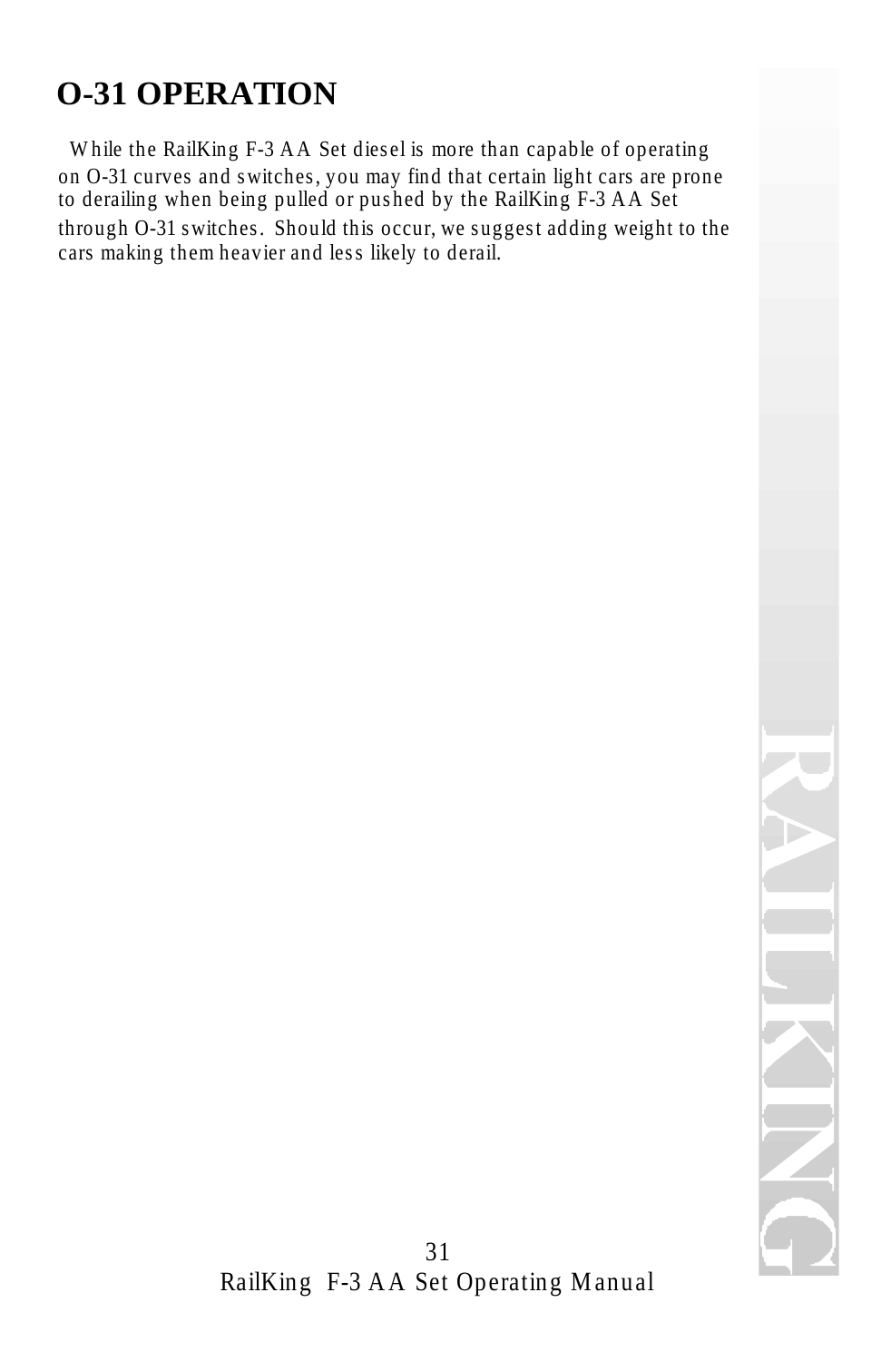# O-31 OPERATION

While the RailKing F-3 AA Set diesel is more than capable of operating on O-31 curves and switches, you may find that certain light cars are prone to derailing when being pulled or pushed by the RailKing F-3 AA Set through O-31 switches. Should this occur, we suggest adding weight to the cars making them heavier and less likely to derail.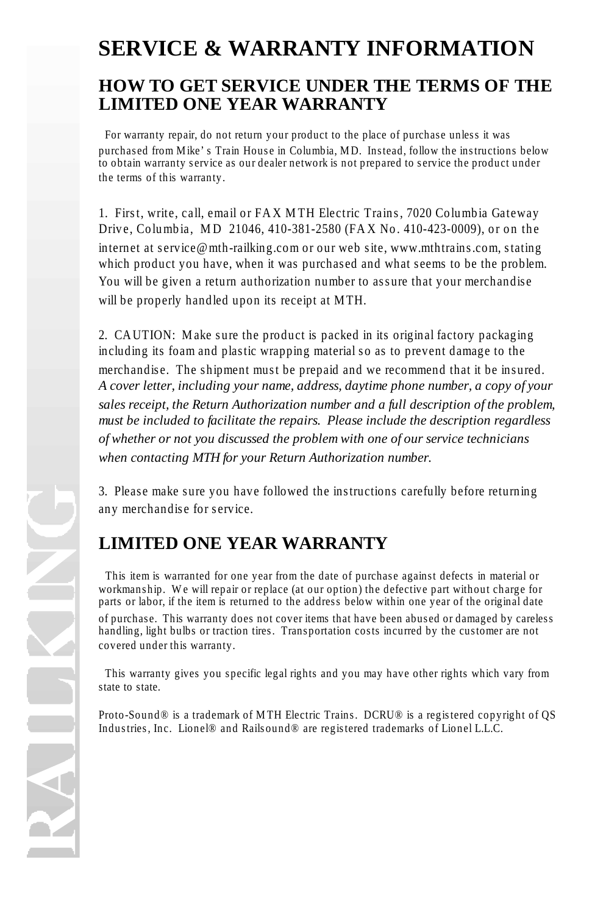# SERVICE & WARRANTY INFORMATION

## HOW TO GET SERVICE UNDER THE TERMS OF THE LIMITED ONE YEAR WARRANTY

For warranty repair, do not return your product to the place of purchase unless it was purchased from Mike's Train House in Columbia, MD. Instead, follow the instructions below to obtain warranty service as our dealer network is not prepared to service the product under the terms of this warranty.

1. First, write, call, email or FAX MTH Electric Trains, 7020 Columbia Gateway Drive, Columbia, MD 21046, 410-381-2580 (FAX No. 410-423-0009), or on the internet at service@mth-railking.com or our web site, www.mthtrains.com, stating which product you have, when it was purchased and what seems to be the problem. You will be given a return authorization number to assure that your merchandise will be properly handled upon its receipt at MTH.

2. CAUTION: Make sure the product is packed in its original factory packaging including its foam and plastic wrapping material so as to prevent damage to the merchandise. The shipment must be prepaid and we recommend that it be insured. *A cover letter, including your name, address, daytime phone number, a copy of your sales receipt, the Return Authorization number and a full description of the problem, must be included to facilitate the repairs. Please include the description regardless of whether or not you discussed the problem with one of our service technicians when contacting MTH for your Return Authorization number.*

3. Please make sure you have followed the instructions carefully before returning any merchandise for service.

## LIMITED ONE YEAR WARRANTY

This item is warranted for one year from the date of purchase against defects in material or workmanship. We will repair or replace (at our option) the defective part without charge for parts or labor, if the item is returned to the address below within one year of the original date of purchase. This warranty does not cover items that have been abused or damaged by careless handling, light bulbs or traction tires. Transportation costs incurred by the customer are not covered under this warranty.

This warranty gives you specific legal rights and you may have other rights which vary from state to state.

Proto-Sound® is a trademark of MTH Electric Trains. DCRU® is a registered copyright of QS Industries, Inc. Lionel® and Railsound® are registered trademarks of Lionel L.L.C.